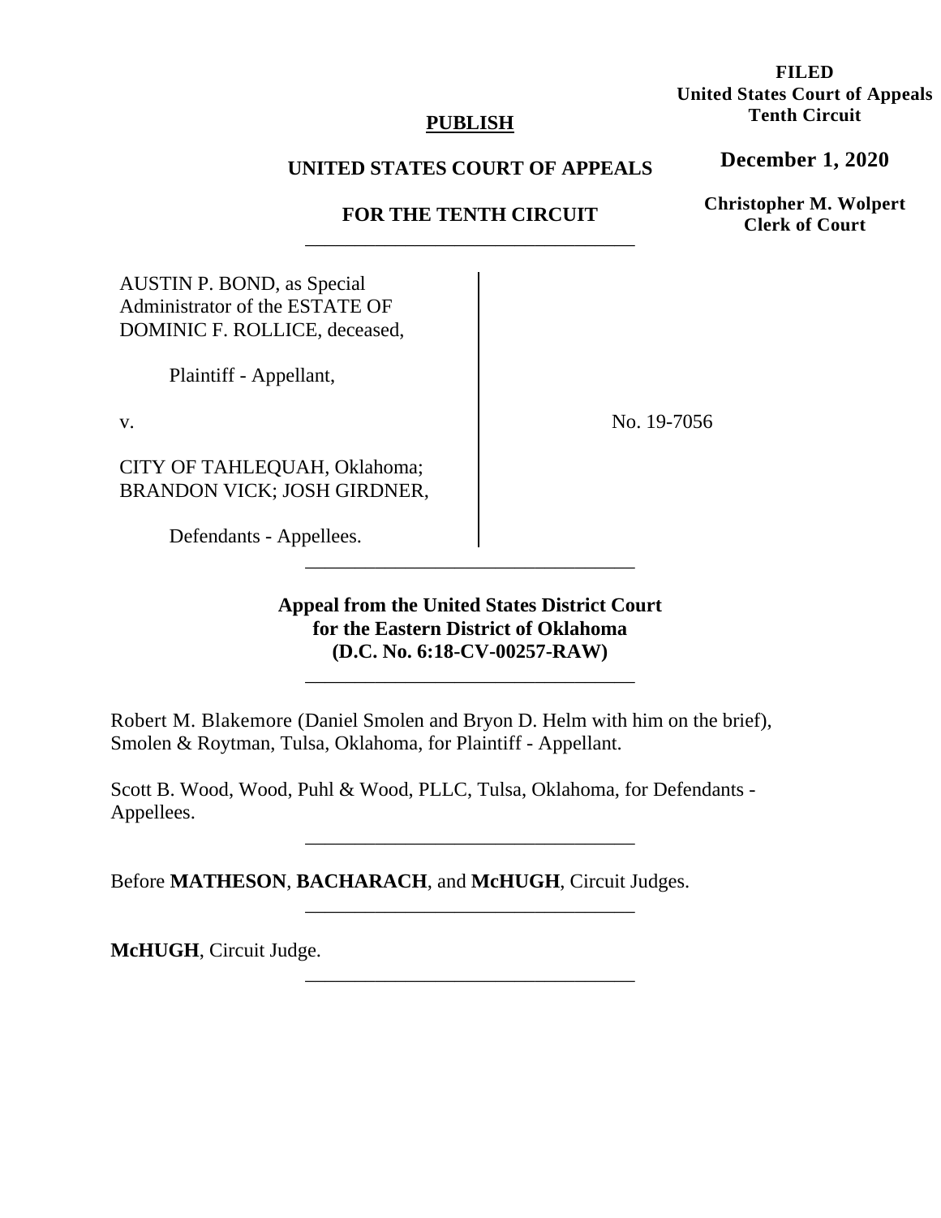**FILED**
**United States Court of Appeals**
**Tenth Circuit**

**December 1, 2020**

**Christopher M. Wolpert**
**Clerk of Court**

**PUBLISH**

**UNITED STATES COURT OF APPEALS**

**FOR THE TENTH CIRCUIT**

---

AUSTIN P. BOND, as Special Administrator of the ESTATE OF DOMINIC F. ROLLICE, deceased,

Plaintiff - Appellant,

v.

CITY OF TAHLEQUAH, Oklahoma; BRANDON VICK; JOSH GIRDNER,

Defendants - Appellees.

No. 19-7056

---

**Appeal from the United States District Court for the Eastern District of Oklahoma (D.C. No. 6:18-CV-00257-RAW)**

---

Robert M. Blakemore (Daniel Smolen and Bryon D. Helm with him on the brief), Smolen & Roytman, Tulsa, Oklahoma, for Plaintiff - Appellant.

Scott B. Wood, Wood, Puhl & Wood, PLLC, Tulsa, Oklahoma, for Defendants - Appellees.

---

Before **MATHESON**, **BACHARACH**, and **McHUGH**, Circuit Judges.

---

**McHUGH**, Circuit Judge.

---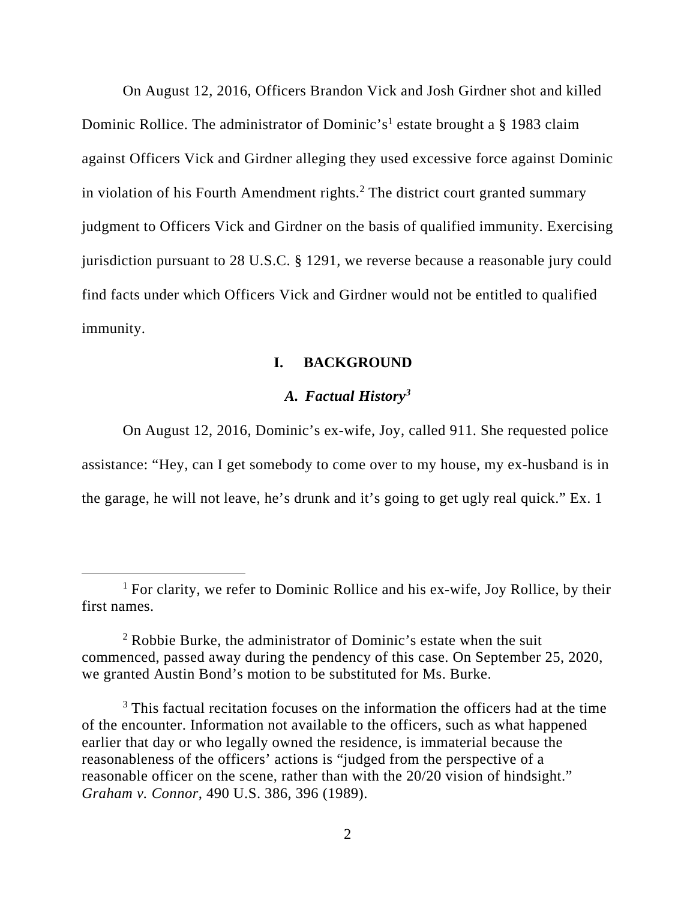On August 12, 2016, Officers Brandon Vick and Josh Girdner shot and killed Dominic Rollice. The administrator of Dominic's[1] estate brought a § 1983 claim against Officers Vick and Girdner alleging they used excessive force against Dominic in violation of his Fourth Amendment rights.[2] The district court granted summary judgment to Officers Vick and Girdner on the basis of qualified immunity. Exercising jurisdiction pursuant to 28 U.S.C. § 1291, we reverse because a reasonable jury could find facts under which Officers Vick and Girdner would not be entitled to qualified immunity.

## I. BACKGROUND

### *A. Factual History[3]*

On August 12, 2016, Dominic's ex-wife, Joy, called 911. She requested police assistance: "Hey, can I get somebody to come over to my house, my ex-husband is in the garage, he will not leave, he's drunk and it's going to get ugly real quick." Ex. 1

---

[1] For clarity, we refer to Dominic Rollice and his ex-wife, Joy Rollice, by their first names.

[2] Robbie Burke, the administrator of Dominic's estate when the suit commenced, passed away during the pendency of this case. On September 25, 2020, we granted Austin Bond's motion to be substituted for Ms. Burke.

[3] This factual recitation focuses on the information the officers had at the time of the encounter. Information not available to the officers, such as what happened earlier that day or who legally owned the residence, is immaterial because the reasonableness of the officers' actions is "judged from the perspective of a reasonable officer on the scene, rather than with the 20/20 vision of hindsight." *Graham v. Connor*, 490 U.S. 386, 396 (1989).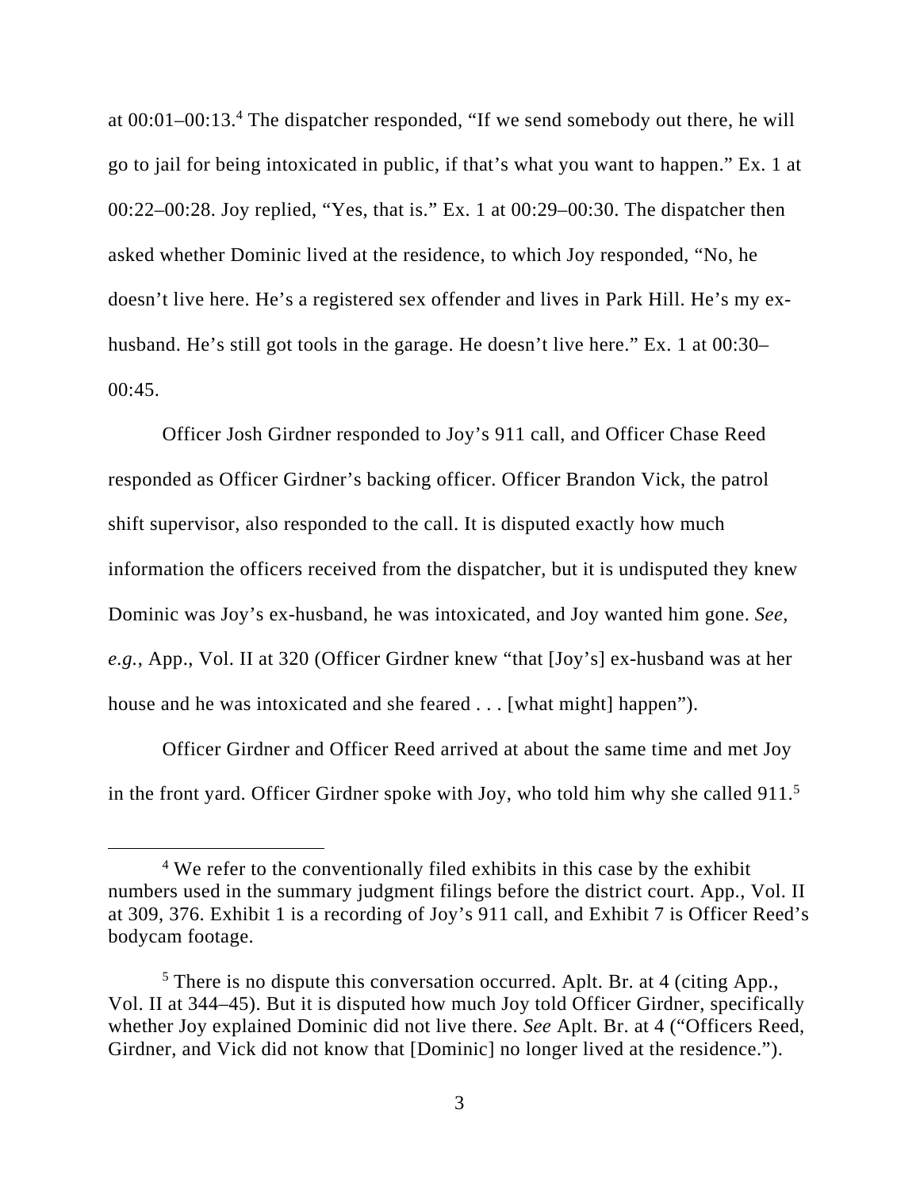at 00:01–00:13.[4] The dispatcher responded, "If we send somebody out there, he will go to jail for being intoxicated in public, if that's what you want to happen." Ex. 1 at 00:22–00:28. Joy replied, "Yes, that is." Ex. 1 at 00:29–00:30. The dispatcher then asked whether Dominic lived at the residence, to which Joy responded, "No, he doesn't live here. He's a registered sex offender and lives in Park Hill. He's my ex-husband. He's still got tools in the garage. He doesn't live here." Ex. 1 at 00:30–00:45.

Officer Josh Girdner responded to Joy's 911 call, and Officer Chase Reed responded as Officer Girdner's backing officer. Officer Brandon Vick, the patrol shift supervisor, also responded to the call. It is disputed exactly how much information the officers received from the dispatcher, but it is undisputed they knew Dominic was Joy's ex-husband, he was intoxicated, and Joy wanted him gone. *See, e.g.*, App., Vol. II at 320 (Officer Girdner knew "that [Joy's] ex-husband was at her house and he was intoxicated and she feared . . . [what might] happen").

Officer Girdner and Officer Reed arrived at about the same time and met Joy in the front yard. Officer Girdner spoke with Joy, who told him why she called 911.[5]

---

[4] We refer to the conventionally filed exhibits in this case by the exhibit numbers used in the summary judgment filings before the district court. App., Vol. II at 309, 376. Exhibit 1 is a recording of Joy's 911 call, and Exhibit 7 is Officer Reed's bodycam footage.

[5] There is no dispute this conversation occurred. Aplt. Br. at 4 (citing App., Vol. II at 344–45). But it is disputed how much Joy told Officer Girdner, specifically whether Joy explained Dominic did not live there. *See* Aplt. Br. at 4 ("Officers Reed, Girdner, and Vick did not know that [Dominic] no longer lived at the residence.").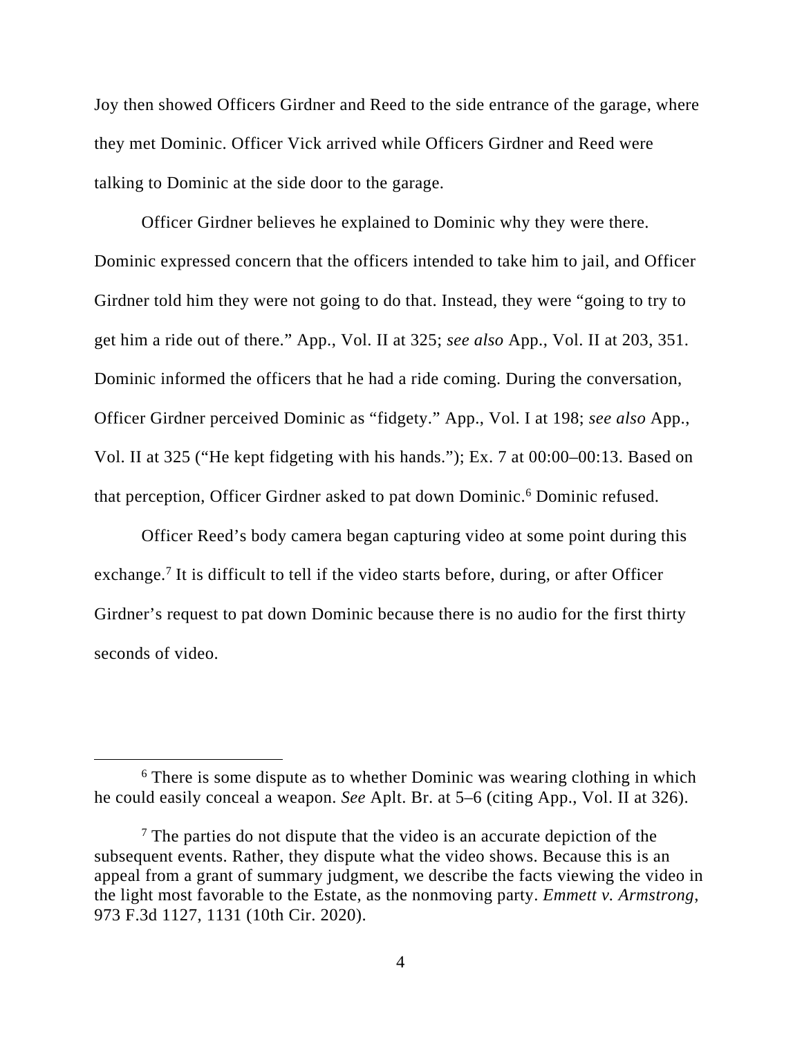Joy then showed Officers Girdner and Reed to the side entrance of the garage, where they met Dominic. Officer Vick arrived while Officers Girdner and Reed were talking to Dominic at the side door to the garage.

Officer Girdner believes he explained to Dominic why they were there. Dominic expressed concern that the officers intended to take him to jail, and Officer Girdner told him they were not going to do that. Instead, they were "going to try to get him a ride out of there." App., Vol. II at 325; *see also* App., Vol. II at 203, 351. Dominic informed the officers that he had a ride coming. During the conversation, Officer Girdner perceived Dominic as "fidgety." App., Vol. I at 198; *see also* App., Vol. II at 325 ("He kept fidgeting with his hands."); Ex. 7 at 00:00–00:13. Based on that perception, Officer Girdner asked to pat down Dominic.[6] Dominic refused.

Officer Reed's body camera began capturing video at some point during this exchange.[7] It is difficult to tell if the video starts before, during, or after Officer Girdner's request to pat down Dominic because there is no audio for the first thirty seconds of video.

---

[6] There is some dispute as to whether Dominic was wearing clothing in which he could easily conceal a weapon. *See* Aplt. Br. at 5–6 (citing App., Vol. II at 326).

[7] The parties do not dispute that the video is an accurate depiction of the subsequent events. Rather, they dispute what the video shows. Because this is an appeal from a grant of summary judgment, we describe the facts viewing the video in the light most favorable to the Estate, as the nonmoving party. *Emmett v. Armstrong*, 973 F.3d 1127, 1131 (10th Cir. 2020).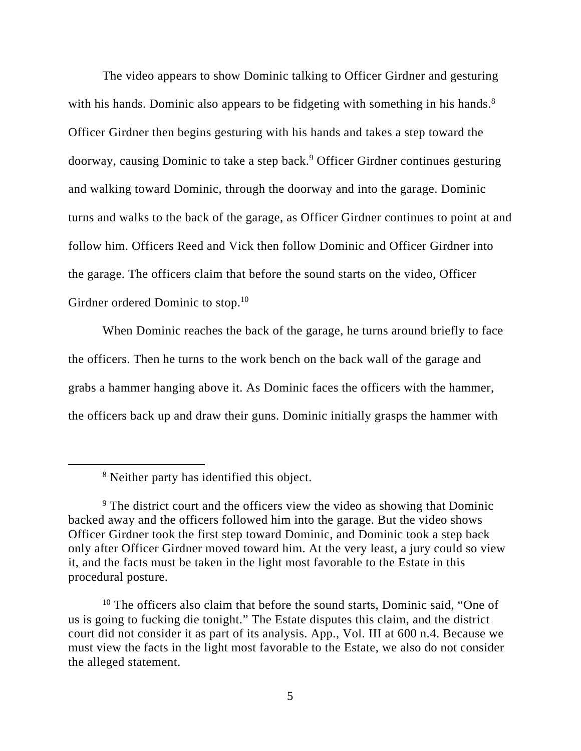The video appears to show Dominic talking to Officer Girdner and gesturing with his hands. Dominic also appears to be fidgeting with something in his hands.[8] Officer Girdner then begins gesturing with his hands and takes a step toward the doorway, causing Dominic to take a step back.[9] Officer Girdner continues gesturing and walking toward Dominic, through the doorway and into the garage. Dominic turns and walks to the back of the garage, as Officer Girdner continues to point at and follow him. Officers Reed and Vick then follow Dominic and Officer Girdner into the garage. The officers claim that before the sound starts on the video, Officer Girdner ordered Dominic to stop.[10]

When Dominic reaches the back of the garage, he turns around briefly to face the officers. Then he turns to the work bench on the back wall of the garage and grabs a hammer hanging above it. As Dominic faces the officers with the hammer, the officers back up and draw their guns. Dominic initially grasps the hammer with

---

[8] Neither party has identified this object.

[9] The district court and the officers view the video as showing that Dominic backed away and the officers followed him into the garage. But the video shows Officer Girdner took the first step toward Dominic, and Dominic took a step back only after Officer Girdner moved toward him. At the very least, a jury could so view it, and the facts must be taken in the light most favorable to the Estate in this procedural posture.

[10] The officers also claim that before the sound starts, Dominic said, "One of us is going to fucking die tonight." The Estate disputes this claim, and the district court did not consider it as part of its analysis. App., Vol. III at 600 n.4. Because we must view the facts in the light most favorable to the Estate, we also do not consider the alleged statement.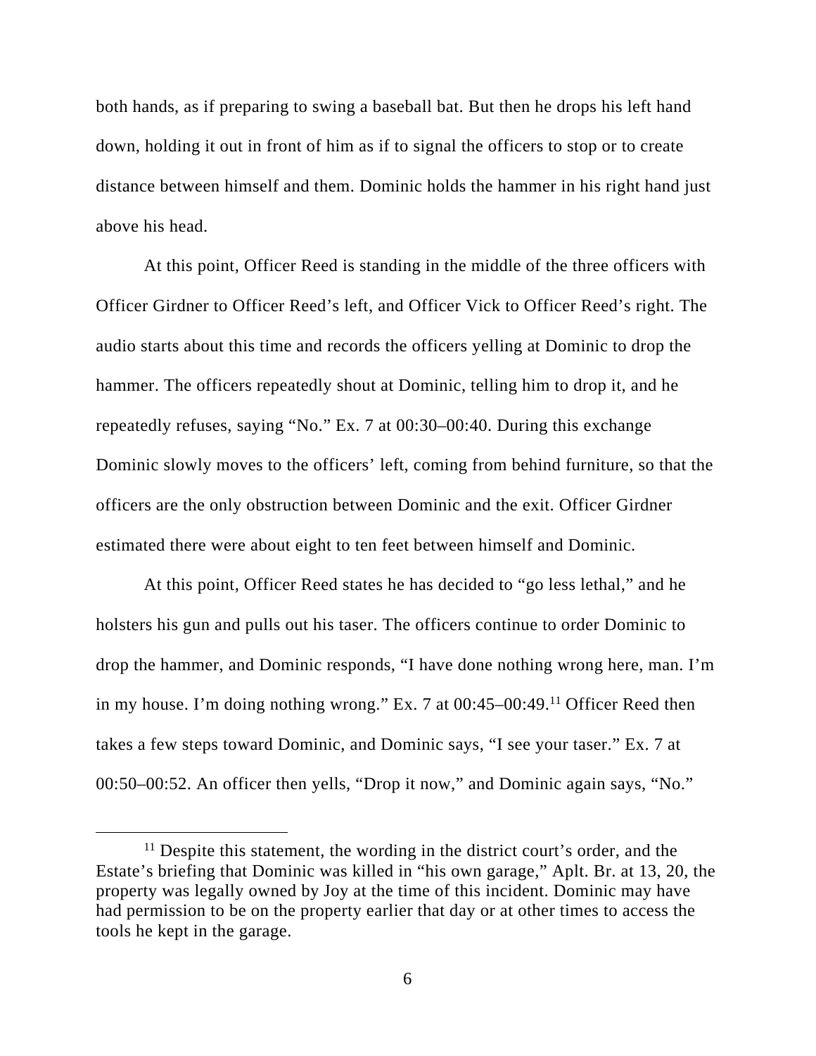both hands, as if preparing to swing a baseball bat. But then he drops his left hand down, holding it out in front of him as if to signal the officers to stop or to create distance between himself and them. Dominic holds the hammer in his right hand just above his head.

At this point, Officer Reed is standing in the middle of the three officers with Officer Girdner to Officer Reed's left, and Officer Vick to Officer Reed's right. The audio starts about this time and records the officers yelling at Dominic to drop the hammer. The officers repeatedly shout at Dominic, telling him to drop it, and he repeatedly refuses, saying "No." Ex. 7 at 00:30–00:40. During this exchange Dominic slowly moves to the officers' left, coming from behind furniture, so that the officers are the only obstruction between Dominic and the exit. Officer Girdner estimated there were about eight to ten feet between himself and Dominic.

At this point, Officer Reed states he has decided to "go less lethal," and he holsters his gun and pulls out his taser. The officers continue to order Dominic to drop the hammer, and Dominic responds, "I have done nothing wrong here, man. I'm in my house. I'm doing nothing wrong." Ex. 7 at 00:45–00:49.[11] Officer Reed then takes a few steps toward Dominic, and Dominic says, "I see your taser." Ex. 7 at 00:50–00:52. An officer then yells, "Drop it now," and Dominic again says, "No."

[11] Despite this statement, the wording in the district court's order, and the Estate's briefing that Dominic was killed in "his own garage," Aplt. Br. at 13, 20, the property was legally owned by Joy at the time of this incident. Dominic may have had permission to be on the property earlier that day or at other times to access the tools he kept in the garage.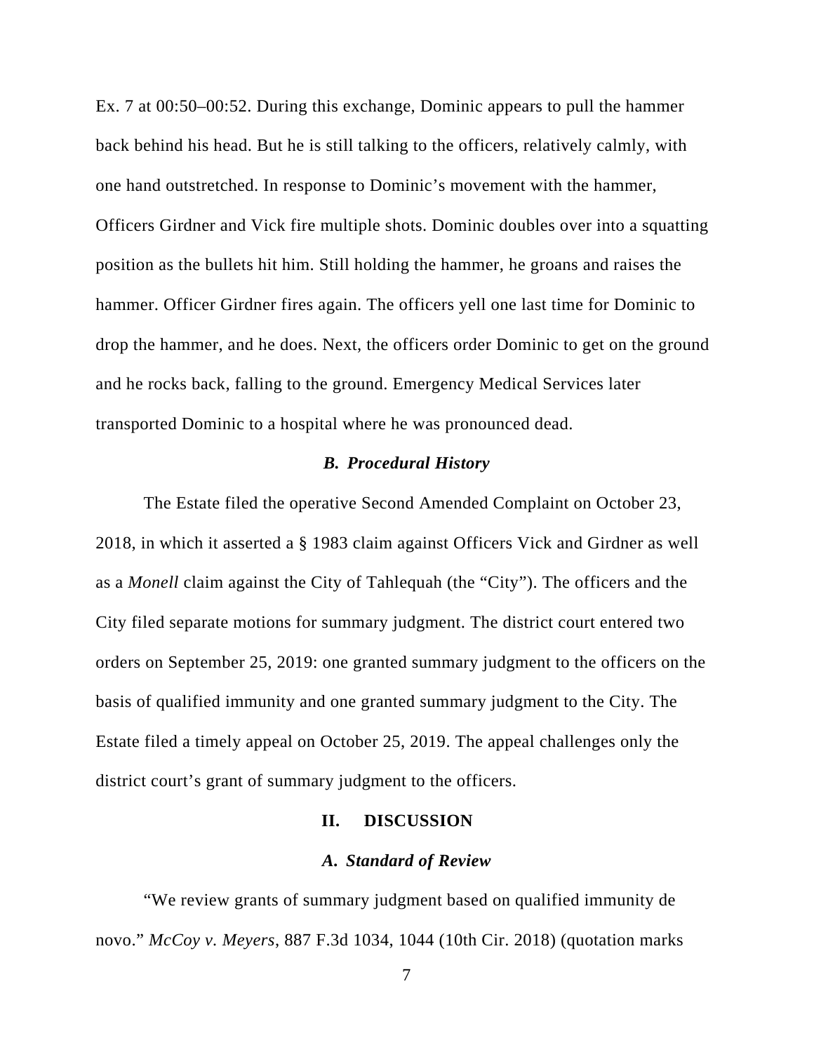Ex. 7 at 00:50–00:52. During this exchange, Dominic appears to pull the hammer back behind his head. But he is still talking to the officers, relatively calmly, with one hand outstretched. In response to Dominic's movement with the hammer, Officers Girdner and Vick fire multiple shots. Dominic doubles over into a squatting position as the bullets hit him. Still holding the hammer, he groans and raises the hammer. Officer Girdner fires again. The officers yell one last time for Dominic to drop the hammer, and he does. Next, the officers order Dominic to get on the ground and he rocks back, falling to the ground. Emergency Medical Services later transported Dominic to a hospital where he was pronounced dead.

### *B. Procedural History*

The Estate filed the operative Second Amended Complaint on October 23, 2018, in which it asserted a § 1983 claim against Officers Vick and Girdner as well as a *Monell* claim against the City of Tahlequah (the "City"). The officers and the City filed separate motions for summary judgment. The district court entered two orders on September 25, 2019: one granted summary judgment to the officers on the basis of qualified immunity and one granted summary judgment to the City. The Estate filed a timely appeal on October 25, 2019. The appeal challenges only the district court's grant of summary judgment to the officers.

## II. DISCUSSION

### *A. Standard of Review*

"We review grants of summary judgment based on qualified immunity de novo." *McCoy v. Meyers*, 887 F.3d 1034, 1044 (10th Cir. 2018) (quotation marks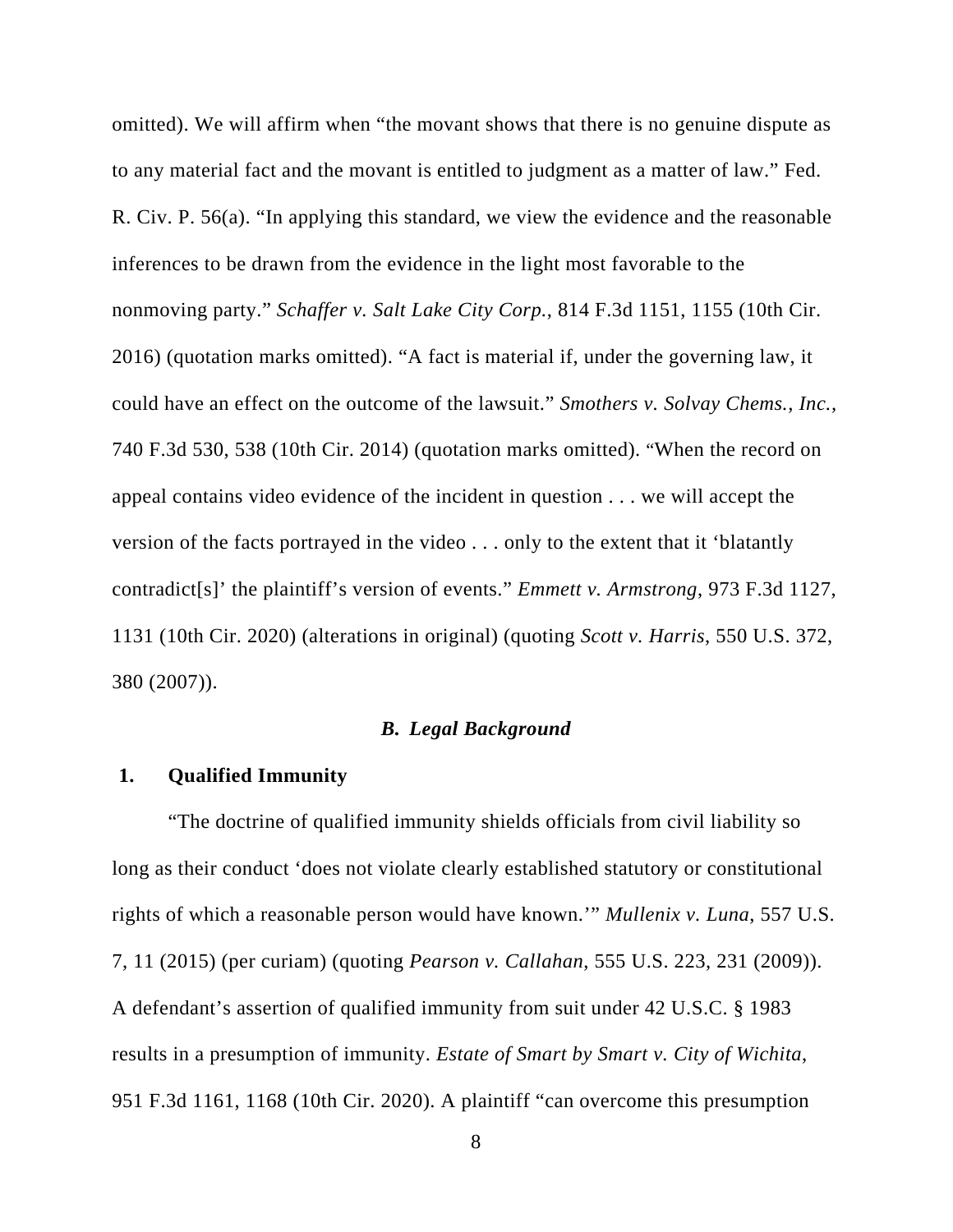omitted). We will affirm when "the movant shows that there is no genuine dispute as to any material fact and the movant is entitled to judgment as a matter of law." Fed. R. Civ. P. 56(a). "In applying this standard, we view the evidence and the reasonable inferences to be drawn from the evidence in the light most favorable to the nonmoving party." *Schaffer v. Salt Lake City Corp.*, 814 F.3d 1151, 1155 (10th Cir. 2016) (quotation marks omitted). "A fact is material if, under the governing law, it could have an effect on the outcome of the lawsuit." *Smothers v. Solvay Chems., Inc.*, 740 F.3d 530, 538 (10th Cir. 2014) (quotation marks omitted). "When the record on appeal contains video evidence of the incident in question . . . we will accept the version of the facts portrayed in the video . . . only to the extent that it 'blatantly contradict[s]' the plaintiff's version of events." *Emmett v. Armstrong*, 973 F.3d 1127, 1131 (10th Cir. 2020) (alterations in original) (quoting *Scott v. Harris*, 550 U.S. 372, 380 (2007)).

### *B. Legal Background*

#### 1. Qualified Immunity

"The doctrine of qualified immunity shields officials from civil liability so long as their conduct 'does not violate clearly established statutory or constitutional rights of which a reasonable person would have known.'" *Mullenix v. Luna*, 557 U.S. 7, 11 (2015) (per curiam) (quoting *Pearson v. Callahan*, 555 U.S. 223, 231 (2009)). A defendant's assertion of qualified immunity from suit under 42 U.S.C. § 1983 results in a presumption of immunity. *Estate of Smart by Smart v. City of Wichita*, 951 F.3d 1161, 1168 (10th Cir. 2020). A plaintiff "can overcome this presumption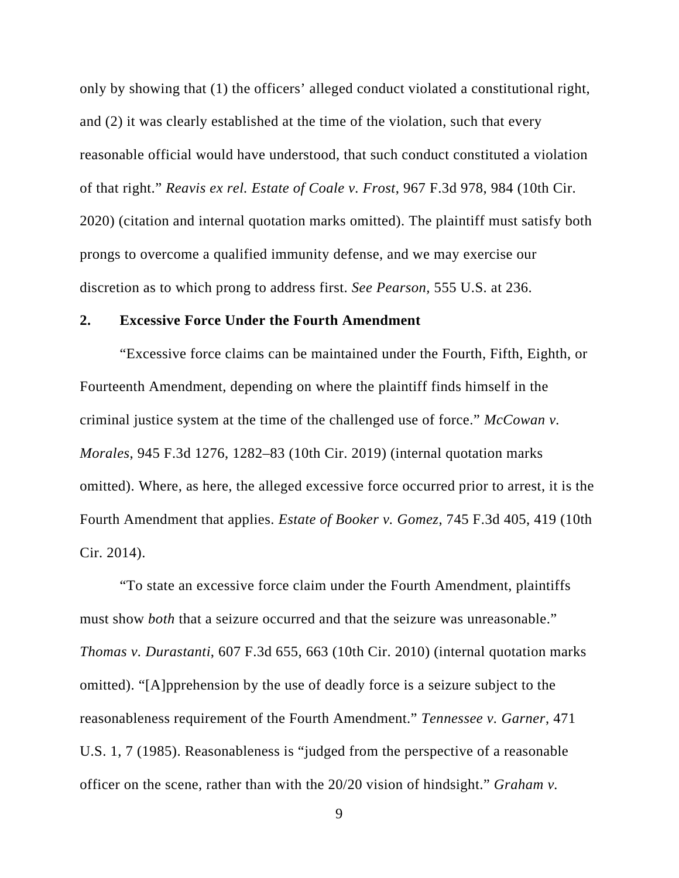only by showing that (1) the officers' alleged conduct violated a constitutional right, and (2) it was clearly established at the time of the violation, such that every reasonable official would have understood, that such conduct constituted a violation of that right." *Reavis ex rel. Estate of Coale v. Frost*, 967 F.3d 978, 984 (10th Cir. 2020) (citation and internal quotation marks omitted). The plaintiff must satisfy both prongs to overcome a qualified immunity defense, and we may exercise our discretion as to which prong to address first. *See Pearson*, 555 U.S. at 236.

**2. Excessive Force Under the Fourth Amendment**

"Excessive force claims can be maintained under the Fourth, Fifth, Eighth, or Fourteenth Amendment, depending on where the plaintiff finds himself in the criminal justice system at the time of the challenged use of force." *McCowan v. Morales*, 945 F.3d 1276, 1282–83 (10th Cir. 2019) (internal quotation marks omitted). Where, as here, the alleged excessive force occurred prior to arrest, it is the Fourth Amendment that applies. *Estate of Booker v. Gomez*, 745 F.3d 405, 419 (10th Cir. 2014).

"To state an excessive force claim under the Fourth Amendment, plaintiffs must show *both* that a seizure occurred and that the seizure was unreasonable." *Thomas v. Durastanti*, 607 F.3d 655, 663 (10th Cir. 2010) (internal quotation marks omitted). "[A]pprehension by the use of deadly force is a seizure subject to the reasonableness requirement of the Fourth Amendment." *Tennessee v. Garner*, 471 U.S. 1, 7 (1985). Reasonableness is "judged from the perspective of a reasonable officer on the scene, rather than with the 20/20 vision of hindsight." *Graham v.*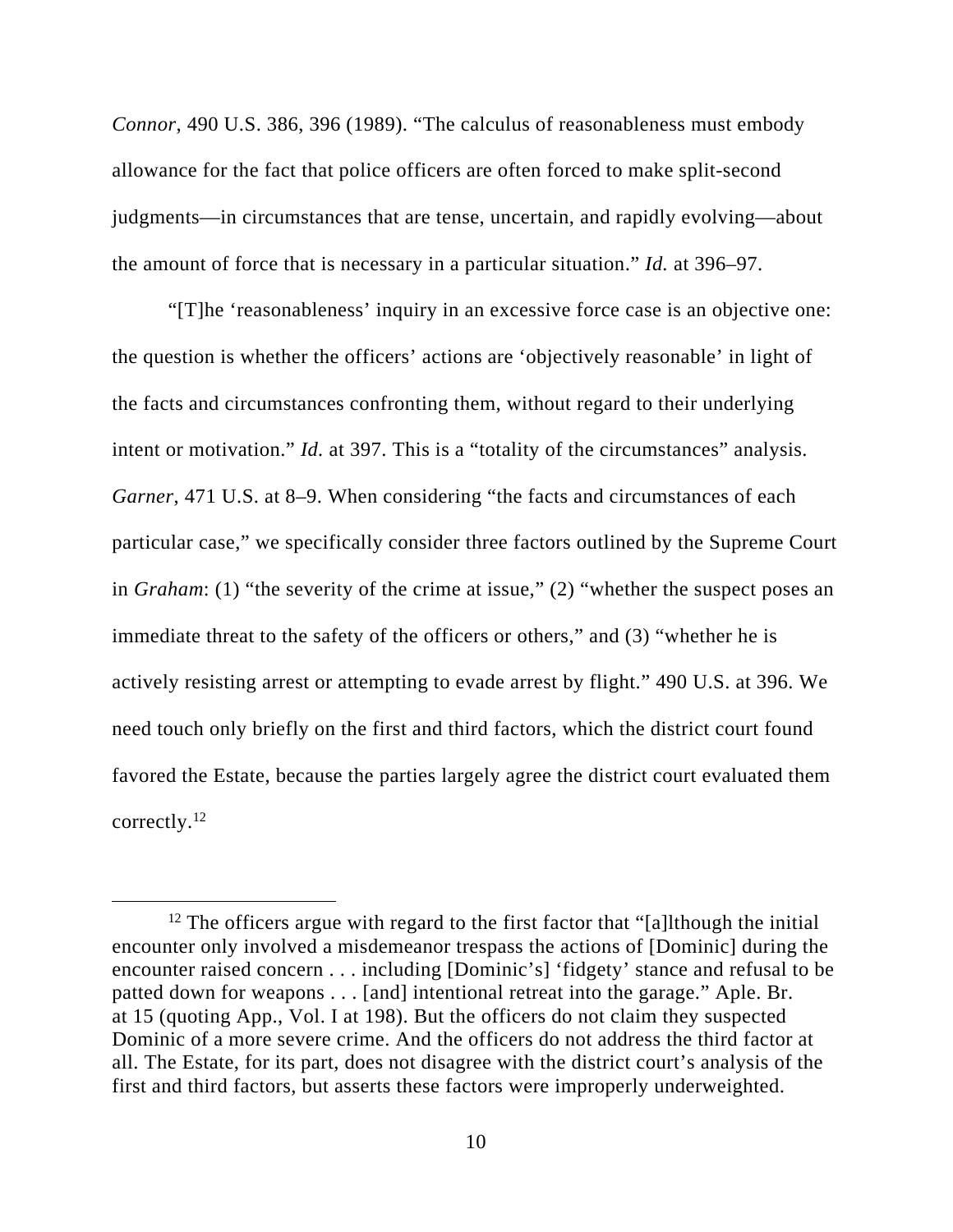*Connor*, 490 U.S. 386, 396 (1989). "The calculus of reasonableness must embody allowance for the fact that police officers are often forced to make split-second judgments—in circumstances that are tense, uncertain, and rapidly evolving—about the amount of force that is necessary in a particular situation." *Id.* at 396–97.

"[T]he 'reasonableness' inquiry in an excessive force case is an objective one: the question is whether the officers' actions are 'objectively reasonable' in light of the facts and circumstances confronting them, without regard to their underlying intent or motivation." *Id.* at 397. This is a "totality of the circumstances" analysis. *Garner*, 471 U.S. at 8–9. When considering "the facts and circumstances of each particular case," we specifically consider three factors outlined by the Supreme Court in *Graham*: (1) "the severity of the crime at issue," (2) "whether the suspect poses an immediate threat to the safety of the officers or others," and (3) "whether he is actively resisting arrest or attempting to evade arrest by flight." 490 U.S. at 396. We need touch only briefly on the first and third factors, which the district court found favored the Estate, because the parties largely agree the district court evaluated them correctly.[12]

[12] The officers argue with regard to the first factor that "[a]lthough the initial encounter only involved a misdemeanor trespass the actions of [Dominic] during the encounter raised concern . . . including [Dominic's] 'fidgety' stance and refusal to be patted down for weapons . . . [and] intentional retreat into the garage." Aple. Br. at 15 (quoting App., Vol. I at 198). But the officers do not claim they suspected Dominic of a more severe crime. And the officers do not address the third factor at all. The Estate, for its part, does not disagree with the district court's analysis of the first and third factors, but asserts these factors were improperly underweighted.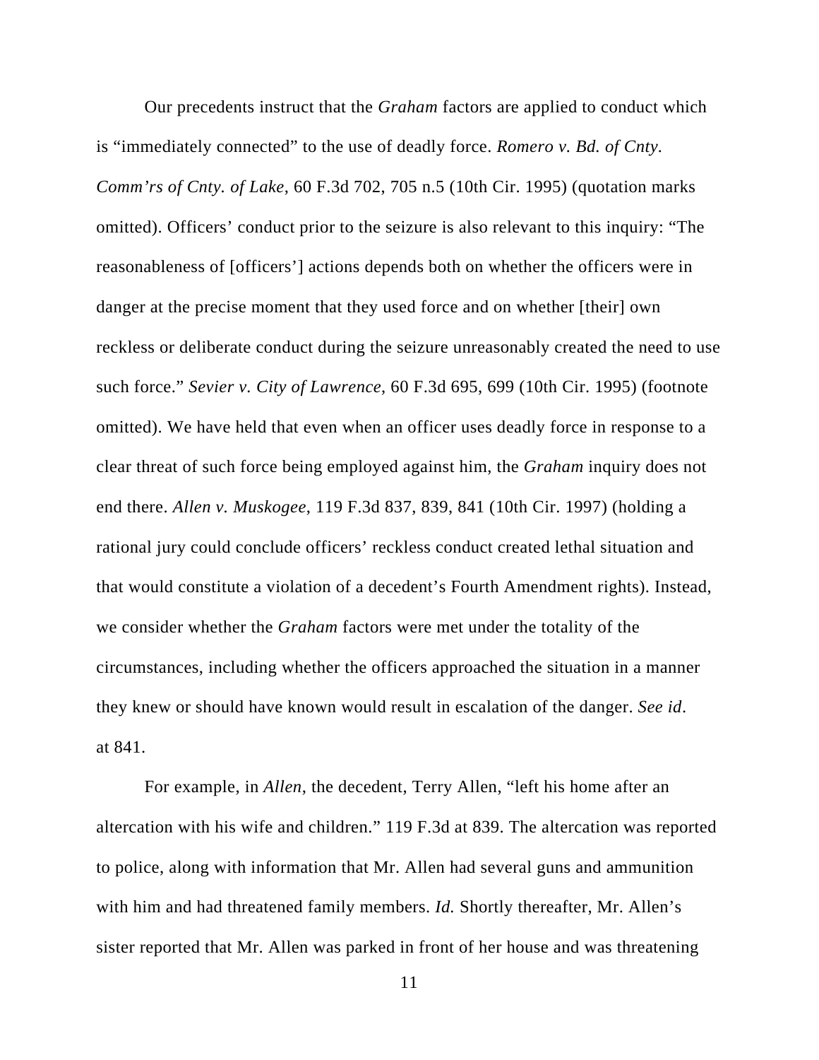Our precedents instruct that the *Graham* factors are applied to conduct which is "immediately connected" to the use of deadly force. *Romero v. Bd. of Cnty. Comm'rs of Cnty. of Lake*, 60 F.3d 702, 705 n.5 (10th Cir. 1995) (quotation marks omitted). Officers' conduct prior to the seizure is also relevant to this inquiry: "The reasonableness of [officers'] actions depends both on whether the officers were in danger at the precise moment that they used force and on whether [their] own reckless or deliberate conduct during the seizure unreasonably created the need to use such force." *Sevier v. City of Lawrence*, 60 F.3d 695, 699 (10th Cir. 1995) (footnote omitted). We have held that even when an officer uses deadly force in response to a clear threat of such force being employed against him, the *Graham* inquiry does not end there. *Allen v. Muskogee*, 119 F.3d 837, 839, 841 (10th Cir. 1997) (holding a rational jury could conclude officers' reckless conduct created lethal situation and that would constitute a violation of a decedent's Fourth Amendment rights). Instead, we consider whether the *Graham* factors were met under the totality of the circumstances, including whether the officers approached the situation in a manner they knew or should have known would result in escalation of the danger. *See id*. at 841.

For example, in *Allen*, the decedent, Terry Allen, "left his home after an altercation with his wife and children." 119 F.3d at 839. The altercation was reported to police, along with information that Mr. Allen had several guns and ammunition with him and had threatened family members. *Id.* Shortly thereafter, Mr. Allen's sister reported that Mr. Allen was parked in front of her house and was threatening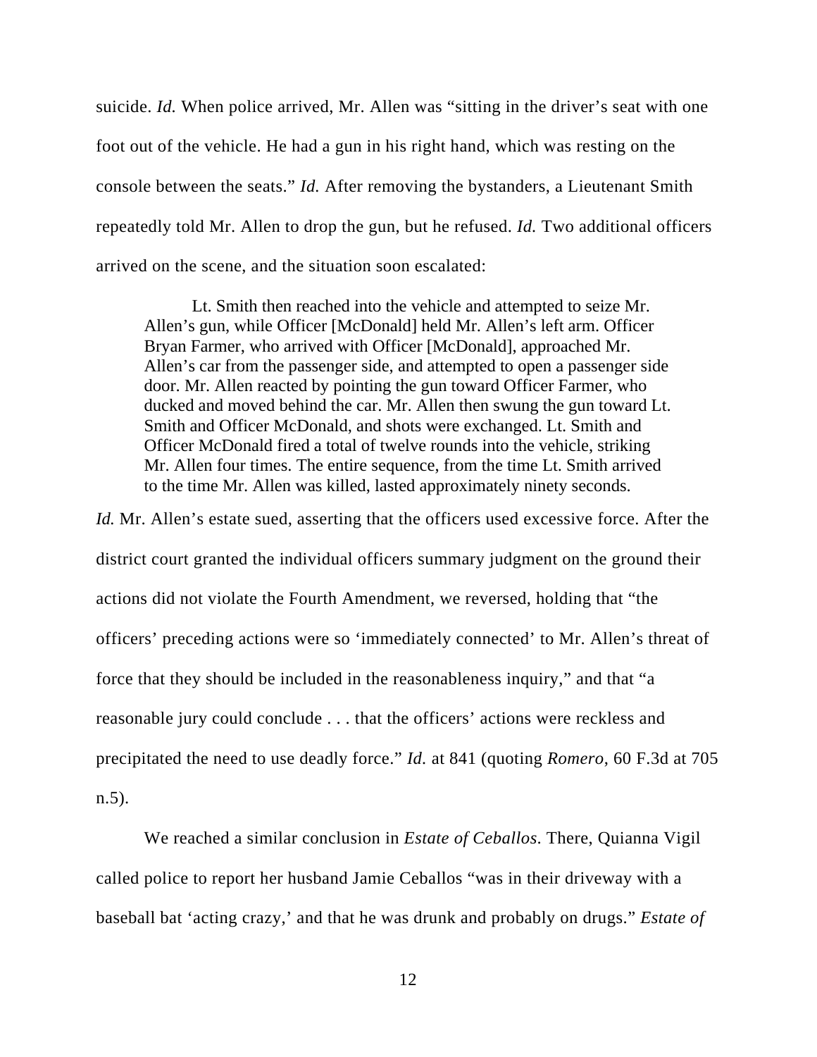suicide. *Id.* When police arrived, Mr. Allen was "sitting in the driver's seat with one foot out of the vehicle. He had a gun in his right hand, which was resting on the console between the seats." *Id.* After removing the bystanders, a Lieutenant Smith repeatedly told Mr. Allen to drop the gun, but he refused. *Id.* Two additional officers arrived on the scene, and the situation soon escalated:

> Lt. Smith then reached into the vehicle and attempted to seize Mr. Allen's gun, while Officer [McDonald] held Mr. Allen's left arm. Officer Bryan Farmer, who arrived with Officer [McDonald], approached Mr. Allen's car from the passenger side, and attempted to open a passenger side door. Mr. Allen reacted by pointing the gun toward Officer Farmer, who ducked and moved behind the car. Mr. Allen then swung the gun toward Lt. Smith and Officer McDonald, and shots were exchanged. Lt. Smith and Officer McDonald fired a total of twelve rounds into the vehicle, striking Mr. Allen four times. The entire sequence, from the time Lt. Smith arrived to the time Mr. Allen was killed, lasted approximately ninety seconds.

*Id.* Mr. Allen's estate sued, asserting that the officers used excessive force. After the district court granted the individual officers summary judgment on the ground their actions did not violate the Fourth Amendment, we reversed, holding that "the officers' preceding actions were so 'immediately connected' to Mr. Allen's threat of force that they should be included in the reasonableness inquiry," and that "a reasonable jury could conclude . . . that the officers' actions were reckless and precipitated the need to use deadly force." *Id.* at 841 (quoting *Romero*, 60 F.3d at 705 n.5).

We reached a similar conclusion in *Estate of Ceballos*. There, Quianna Vigil called police to report her husband Jamie Ceballos "was in their driveway with a baseball bat 'acting crazy,' and that he was drunk and probably on drugs." *Estate of*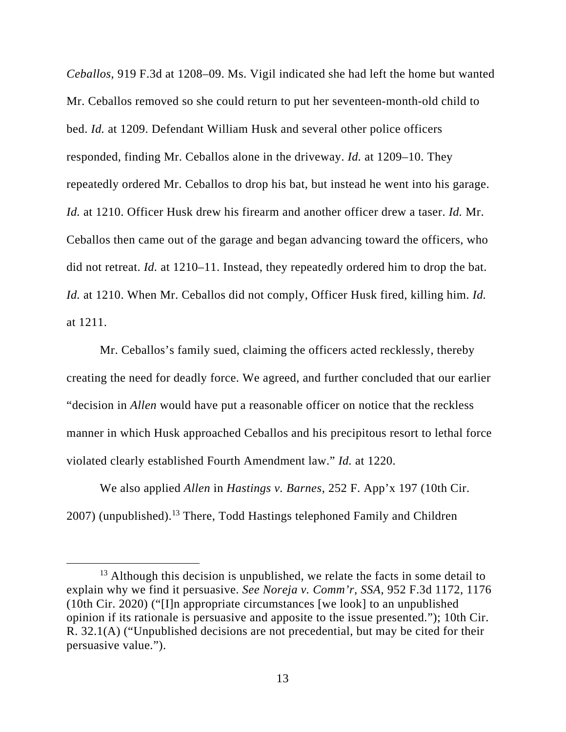*Ceballos*, 919 F.3d at 1208–09. Ms. Vigil indicated she had left the home but wanted Mr. Ceballos removed so she could return to put her seventeen-month-old child to bed. *Id.* at 1209. Defendant William Husk and several other police officers responded, finding Mr. Ceballos alone in the driveway. *Id.* at 1209–10. They repeatedly ordered Mr. Ceballos to drop his bat, but instead he went into his garage. *Id.* at 1210. Officer Husk drew his firearm and another officer drew a taser. *Id.* Mr. Ceballos then came out of the garage and began advancing toward the officers, who did not retreat. *Id.* at 1210–11. Instead, they repeatedly ordered him to drop the bat. *Id.* at 1210. When Mr. Ceballos did not comply, Officer Husk fired, killing him. *Id.* at 1211.

Mr. Ceballos's family sued, claiming the officers acted recklessly, thereby creating the need for deadly force. We agreed, and further concluded that our earlier "decision in *Allen* would have put a reasonable officer on notice that the reckless manner in which Husk approached Ceballos and his precipitous resort to lethal force violated clearly established Fourth Amendment law." *Id.* at 1220.

We also applied *Allen* in *Hastings v. Barnes*, 252 F. App'x 197 (10th Cir. 2007) (unpublished).[13] There, Todd Hastings telephoned Family and Children

[13] Although this decision is unpublished, we relate the facts in some detail to explain why we find it persuasive. *See Noreja v. Comm'r, SSA*, 952 F.3d 1172, 1176 (10th Cir. 2020) ("[I]n appropriate circumstances [we look] to an unpublished opinion if its rationale is persuasive and apposite to the issue presented."); 10th Cir. R. 32.1(A) ("Unpublished decisions are not precedential, but may be cited for their persuasive value.").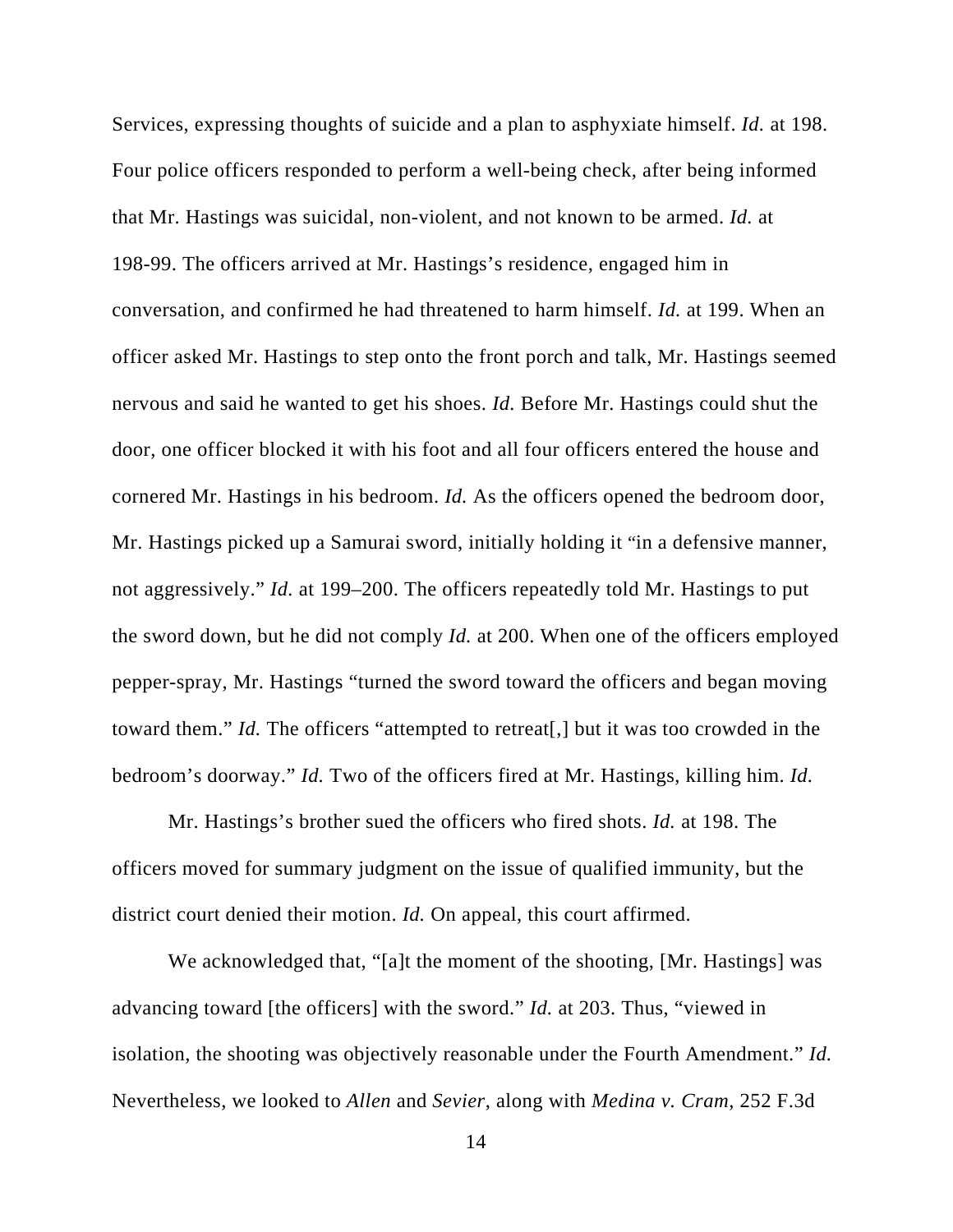Services, expressing thoughts of suicide and a plan to asphyxiate himself. *Id.* at 198. Four police officers responded to perform a well-being check, after being informed that Mr. Hastings was suicidal, non-violent, and not known to be armed. *Id.* at 198-99. The officers arrived at Mr. Hastings's residence, engaged him in conversation, and confirmed he had threatened to harm himself. *Id.* at 199. When an officer asked Mr. Hastings to step onto the front porch and talk, Mr. Hastings seemed nervous and said he wanted to get his shoes. *Id.* Before Mr. Hastings could shut the door, one officer blocked it with his foot and all four officers entered the house and cornered Mr. Hastings in his bedroom. *Id.* As the officers opened the bedroom door, Mr. Hastings picked up a Samurai sword, initially holding it "in a defensive manner, not aggressively." *Id.* at 199–200. The officers repeatedly told Mr. Hastings to put the sword down, but he did not comply *Id.* at 200. When one of the officers employed pepper-spray, Mr. Hastings "turned the sword toward the officers and began moving toward them." *Id.* The officers "attempted to retreat[,] but it was too crowded in the bedroom's doorway." *Id.* Two of the officers fired at Mr. Hastings, killing him. *Id.*

Mr. Hastings's brother sued the officers who fired shots. *Id.* at 198. The officers moved for summary judgment on the issue of qualified immunity, but the district court denied their motion. *Id.* On appeal, this court affirmed.

We acknowledged that, "[a]t the moment of the shooting, [Mr. Hastings] was advancing toward [the officers] with the sword." *Id.* at 203. Thus, "viewed in isolation, the shooting was objectively reasonable under the Fourth Amendment." *Id.* Nevertheless, we looked to *Allen* and *Sevier*, along with *Medina v. Cram*, 252 F.3d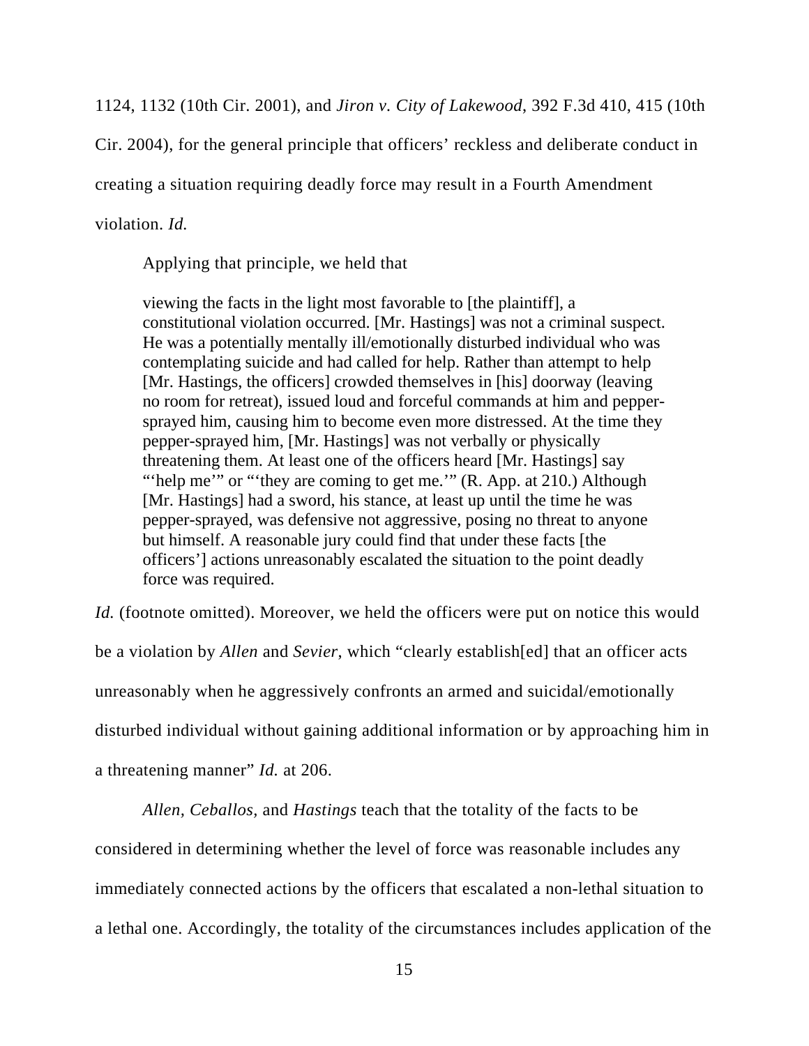1124, 1132 (10th Cir. 2001), and *Jiron v. City of Lakewood,* 392 F.3d 410, 415 (10th Cir. 2004), for the general principle that officers' reckless and deliberate conduct in creating a situation requiring deadly force may result in a Fourth Amendment violation. *Id.*

Applying that principle, we held that

> viewing the facts in the light most favorable to [the plaintiff], a constitutional violation occurred. [Mr. Hastings] was not a criminal suspect. He was a potentially mentally ill/emotionally disturbed individual who was contemplating suicide and had called for help. Rather than attempt to help [Mr. Hastings, the officers] crowded themselves in [his] doorway (leaving no room for retreat), issued loud and forceful commands at him and pepper-sprayed him, causing him to become even more distressed. At the time they pepper-sprayed him, [Mr. Hastings] was not verbally or physically threatening them. At least one of the officers heard [Mr. Hastings] say "'help me'" or "'they are coming to get me.'" (R. App. at 210.) Although [Mr. Hastings] had a sword, his stance, at least up until the time he was pepper-sprayed, was defensive not aggressive, posing no threat to anyone but himself. A reasonable jury could find that under these facts [the officers'] actions unreasonably escalated the situation to the point deadly force was required.

*Id.* (footnote omitted). Moreover, we held the officers were put on notice this would be a violation by *Allen* and *Sevier*, which "clearly establish[ed] that an officer acts unreasonably when he aggressively confronts an armed and suicidal/emotionally disturbed individual without gaining additional information or by approaching him in a threatening manner" *Id.* at 206.

*Allen, Ceballos,* and *Hastings* teach that the totality of the facts to be considered in determining whether the level of force was reasonable includes any immediately connected actions by the officers that escalated a non-lethal situation to a lethal one. Accordingly, the totality of the circumstances includes application of the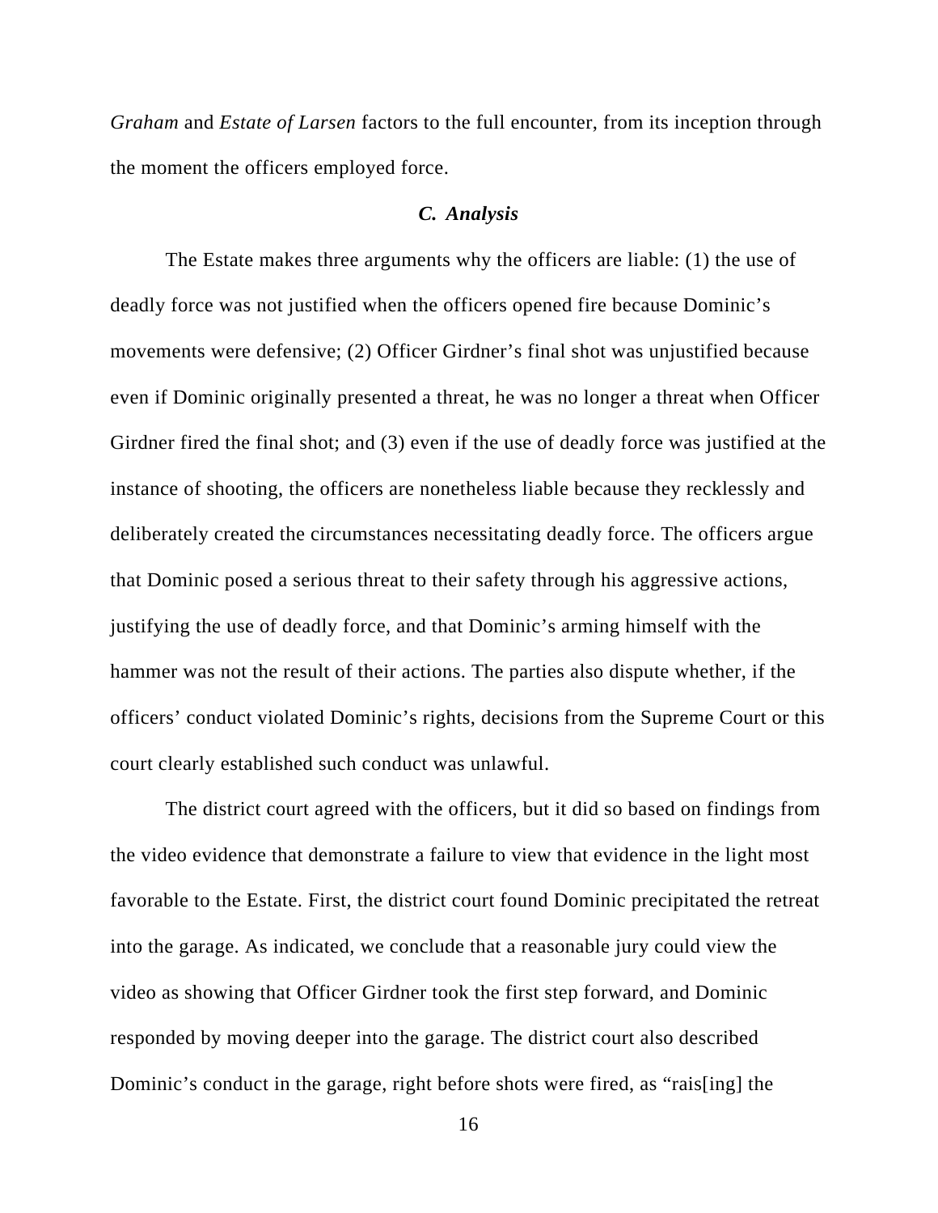*Graham* and *Estate of Larsen* factors to the full encounter, from its inception through the moment the officers employed force.

### *C. Analysis*

The Estate makes three arguments why the officers are liable: (1) the use of deadly force was not justified when the officers opened fire because Dominic's movements were defensive; (2) Officer Girdner's final shot was unjustified because even if Dominic originally presented a threat, he was no longer a threat when Officer Girdner fired the final shot; and (3) even if the use of deadly force was justified at the instance of shooting, the officers are nonetheless liable because they recklessly and deliberately created the circumstances necessitating deadly force. The officers argue that Dominic posed a serious threat to their safety through his aggressive actions, justifying the use of deadly force, and that Dominic's arming himself with the hammer was not the result of their actions. The parties also dispute whether, if the officers' conduct violated Dominic's rights, decisions from the Supreme Court or this court clearly established such conduct was unlawful.

The district court agreed with the officers, but it did so based on findings from the video evidence that demonstrate a failure to view that evidence in the light most favorable to the Estate. First, the district court found Dominic precipitated the retreat into the garage. As indicated, we conclude that a reasonable jury could view the video as showing that Officer Girdner took the first step forward, and Dominic responded by moving deeper into the garage. The district court also described Dominic's conduct in the garage, right before shots were fired, as "rais[ing] the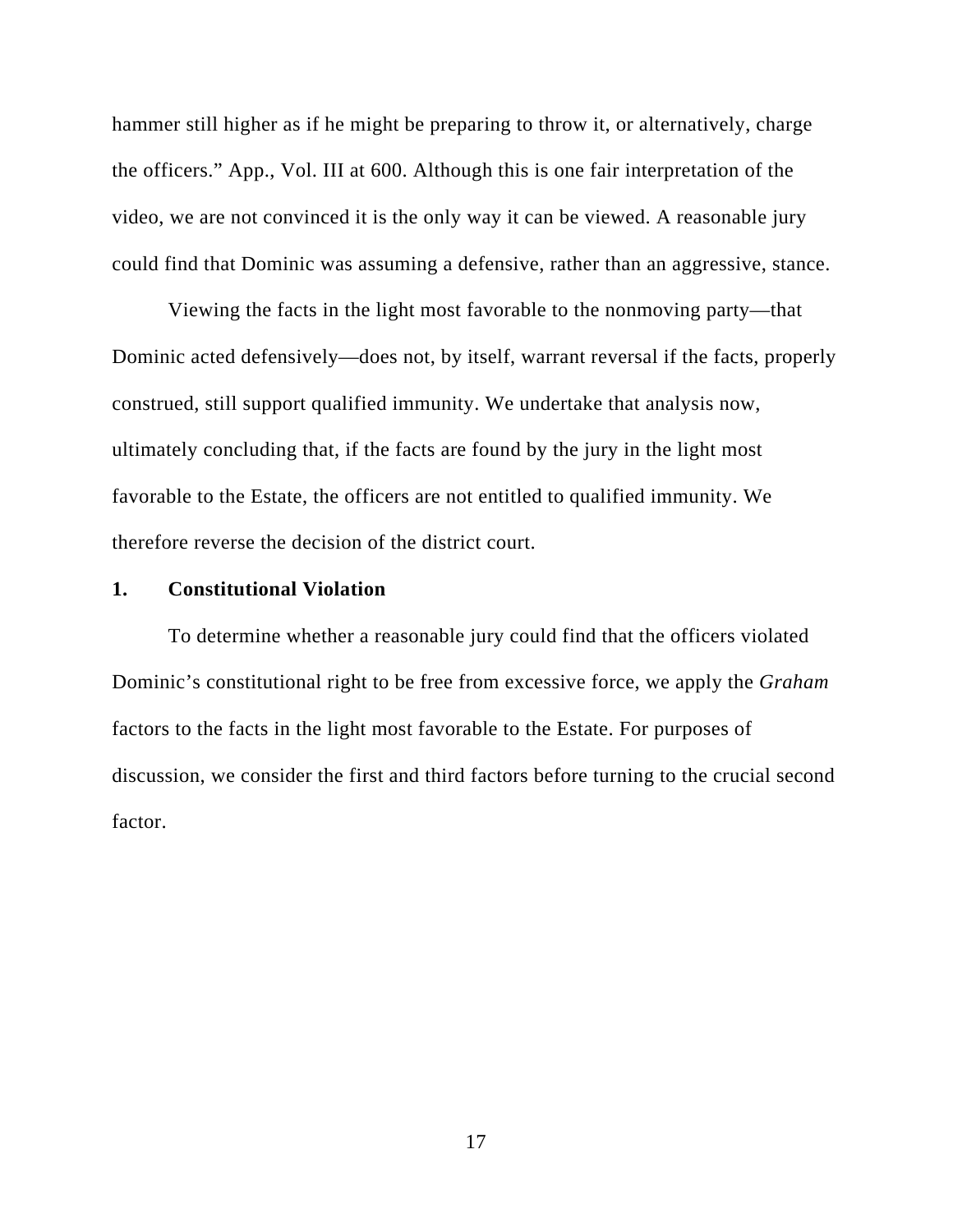hammer still higher as if he might be preparing to throw it, or alternatively, charge the officers." App., Vol. III at 600. Although this is one fair interpretation of the video, we are not convinced it is the only way it can be viewed. A reasonable jury could find that Dominic was assuming a defensive, rather than an aggressive, stance.

Viewing the facts in the light most favorable to the nonmoving party—that Dominic acted defensively—does not, by itself, warrant reversal if the facts, properly construed, still support qualified immunity. We undertake that analysis now, ultimately concluding that, if the facts are found by the jury in the light most favorable to the Estate, the officers are not entitled to qualified immunity. We therefore reverse the decision of the district court.

### 1. Constitutional Violation

To determine whether a reasonable jury could find that the officers violated Dominic's constitutional right to be free from excessive force, we apply the *Graham* factors to the facts in the light most favorable to the Estate. For purposes of discussion, we consider the first and third factors before turning to the crucial second factor.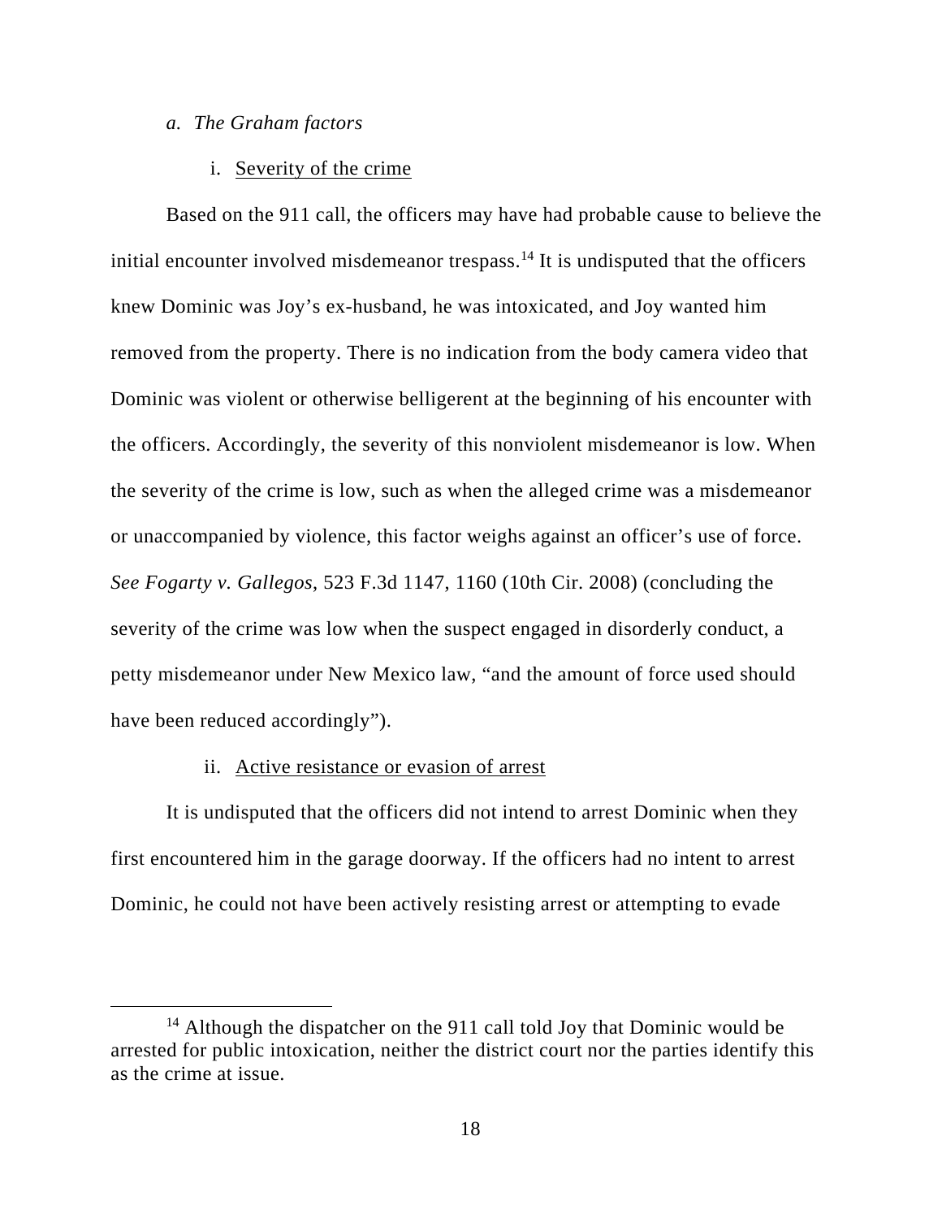*a. The Graham factors*

i. Severity of the crime

Based on the 911 call, the officers may have had probable cause to believe the initial encounter involved misdemeanor trespass.[14] It is undisputed that the officers knew Dominic was Joy's ex-husband, he was intoxicated, and Joy wanted him removed from the property. There is no indication from the body camera video that Dominic was violent or otherwise belligerent at the beginning of his encounter with the officers. Accordingly, the severity of this nonviolent misdemeanor is low. When the severity of the crime is low, such as when the alleged crime was a misdemeanor or unaccompanied by violence, this factor weighs against an officer's use of force. *See Fogarty v. Gallegos*, 523 F.3d 1147, 1160 (10th Cir. 2008) (concluding the severity of the crime was low when the suspect engaged in disorderly conduct, a petty misdemeanor under New Mexico law, "and the amount of force used should have been reduced accordingly").

ii. Active resistance or evasion of arrest

It is undisputed that the officers did not intend to arrest Dominic when they first encountered him in the garage doorway. If the officers had no intent to arrest Dominic, he could not have been actively resisting arrest or attempting to evade

[14] Although the dispatcher on the 911 call told Joy that Dominic would be arrested for public intoxication, neither the district court nor the parties identify this as the crime at issue.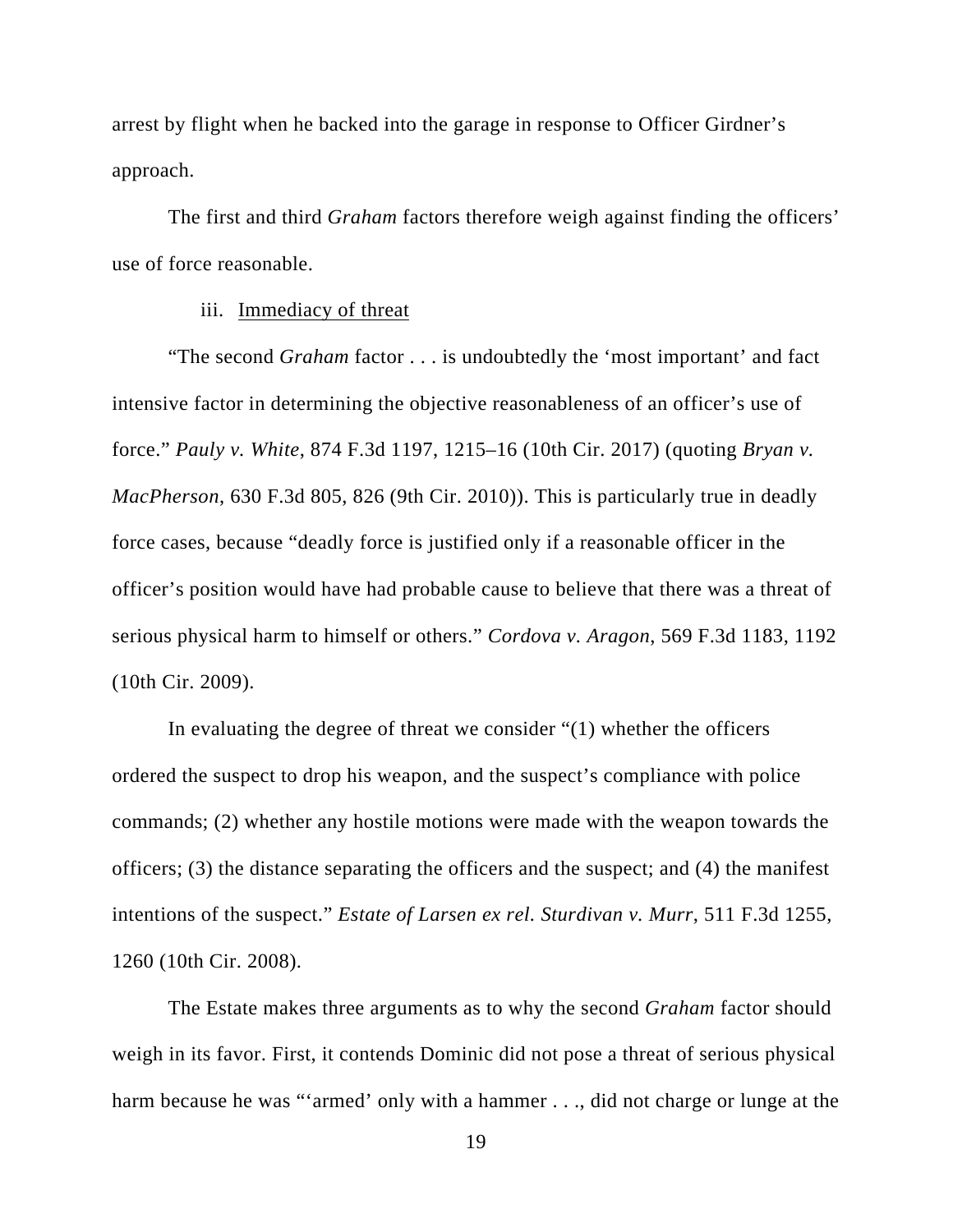arrest by flight when he backed into the garage in response to Officer Girdner's approach.

The first and third *Graham* factors therefore weigh against finding the officers' use of force reasonable.

iii. Immediacy of threat

"The second *Graham* factor . . . is undoubtedly the 'most important' and fact intensive factor in determining the objective reasonableness of an officer's use of force." *Pauly v. White*, 874 F.3d 1197, 1215–16 (10th Cir. 2017) (quoting *Bryan v. MacPherson*, 630 F.3d 805, 826 (9th Cir. 2010)). This is particularly true in deadly force cases, because "deadly force is justified only if a reasonable officer in the officer's position would have had probable cause to believe that there was a threat of serious physical harm to himself or others." *Cordova v. Aragon*, 569 F.3d 1183, 1192 (10th Cir. 2009).

In evaluating the degree of threat we consider "(1) whether the officers ordered the suspect to drop his weapon, and the suspect's compliance with police commands; (2) whether any hostile motions were made with the weapon towards the officers; (3) the distance separating the officers and the suspect; and (4) the manifest intentions of the suspect." *Estate of Larsen ex rel. Sturdivan v. Murr*, 511 F.3d 1255, 1260 (10th Cir. 2008).

The Estate makes three arguments as to why the second *Graham* factor should weigh in its favor. First, it contends Dominic did not pose a threat of serious physical harm because he was "'armed' only with a hammer . . ., did not charge or lunge at the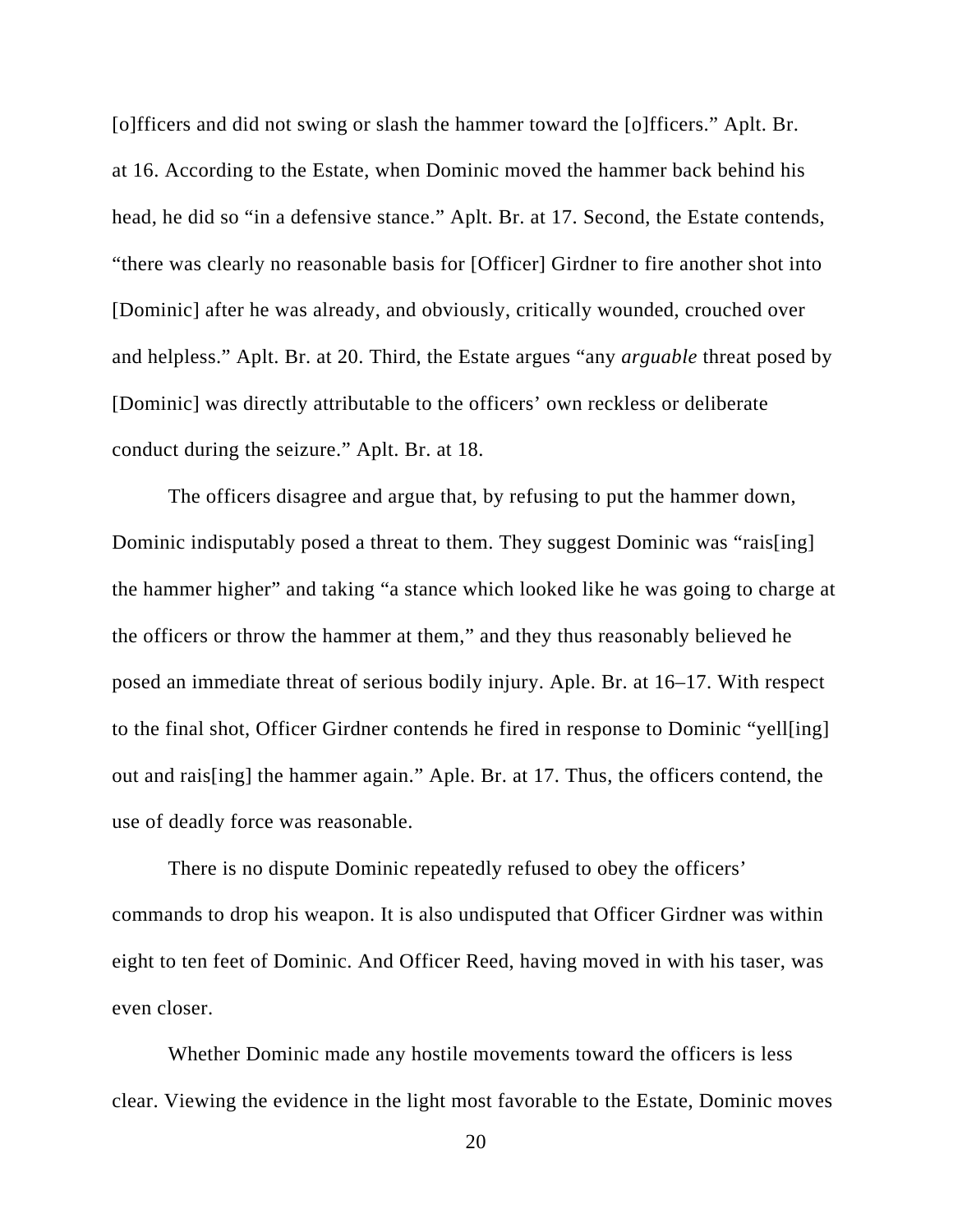[o]fficers and did not swing or slash the hammer toward the [o]fficers." Aplt. Br. at 16. According to the Estate, when Dominic moved the hammer back behind his head, he did so "in a defensive stance." Aplt. Br. at 17. Second, the Estate contends, "there was clearly no reasonable basis for [Officer] Girdner to fire another shot into [Dominic] after he was already, and obviously, critically wounded, crouched over and helpless." Aplt. Br. at 20. Third, the Estate argues "any *arguable* threat posed by [Dominic] was directly attributable to the officers' own reckless or deliberate conduct during the seizure." Aplt. Br. at 18.

The officers disagree and argue that, by refusing to put the hammer down, Dominic indisputably posed a threat to them. They suggest Dominic was "rais[ing] the hammer higher" and taking "a stance which looked like he was going to charge at the officers or throw the hammer at them," and they thus reasonably believed he posed an immediate threat of serious bodily injury. Aple. Br. at 16–17. With respect to the final shot, Officer Girdner contends he fired in response to Dominic "yell[ing] out and rais[ing] the hammer again." Aple. Br. at 17. Thus, the officers contend, the use of deadly force was reasonable.

There is no dispute Dominic repeatedly refused to obey the officers' commands to drop his weapon. It is also undisputed that Officer Girdner was within eight to ten feet of Dominic. And Officer Reed, having moved in with his taser, was even closer.

Whether Dominic made any hostile movements toward the officers is less clear. Viewing the evidence in the light most favorable to the Estate, Dominic moves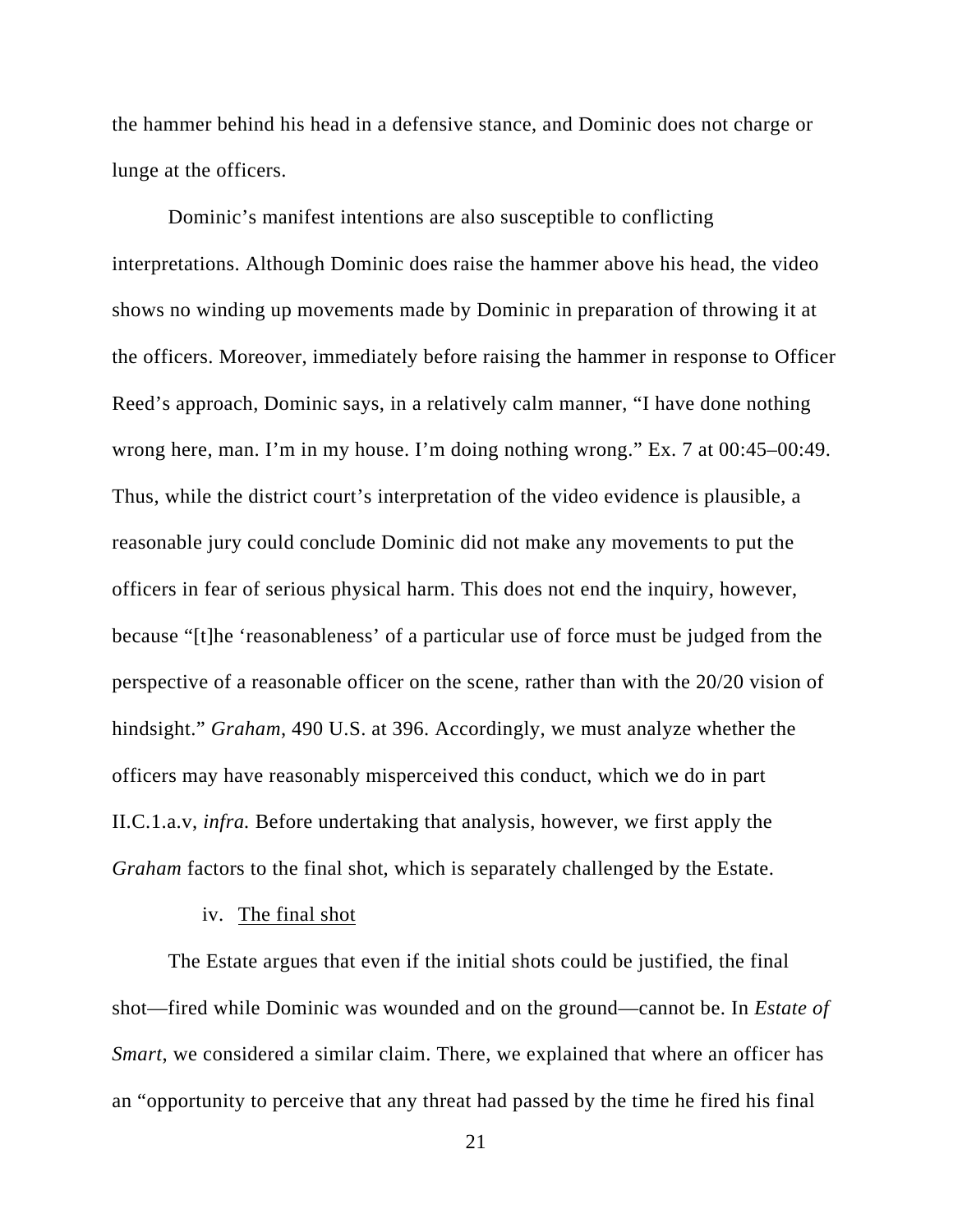the hammer behind his head in a defensive stance, and Dominic does not charge or lunge at the officers.

Dominic's manifest intentions are also susceptible to conflicting interpretations. Although Dominic does raise the hammer above his head, the video shows no winding up movements made by Dominic in preparation of throwing it at the officers. Moreover, immediately before raising the hammer in response to Officer Reed's approach, Dominic says, in a relatively calm manner, "I have done nothing wrong here, man. I'm in my house. I'm doing nothing wrong." Ex. 7 at 00:45–00:49. Thus, while the district court's interpretation of the video evidence is plausible, a reasonable jury could conclude Dominic did not make any movements to put the officers in fear of serious physical harm. This does not end the inquiry, however, because "[t]he 'reasonableness' of a particular use of force must be judged from the perspective of a reasonable officer on the scene, rather than with the 20/20 vision of hindsight." *Graham*, 490 U.S. at 396. Accordingly, we must analyze whether the officers may have reasonably misperceived this conduct, which we do in part II.C.1.a.v, *infra.* Before undertaking that analysis, however, we first apply the *Graham* factors to the final shot, which is separately challenged by the Estate.

iv. <u>The final shot</u>

The Estate argues that even if the initial shots could be justified, the final shot—fired while Dominic was wounded and on the ground—cannot be. In *Estate of Smart*, we considered a similar claim. There, we explained that where an officer has an "opportunity to perceive that any threat had passed by the time he fired his final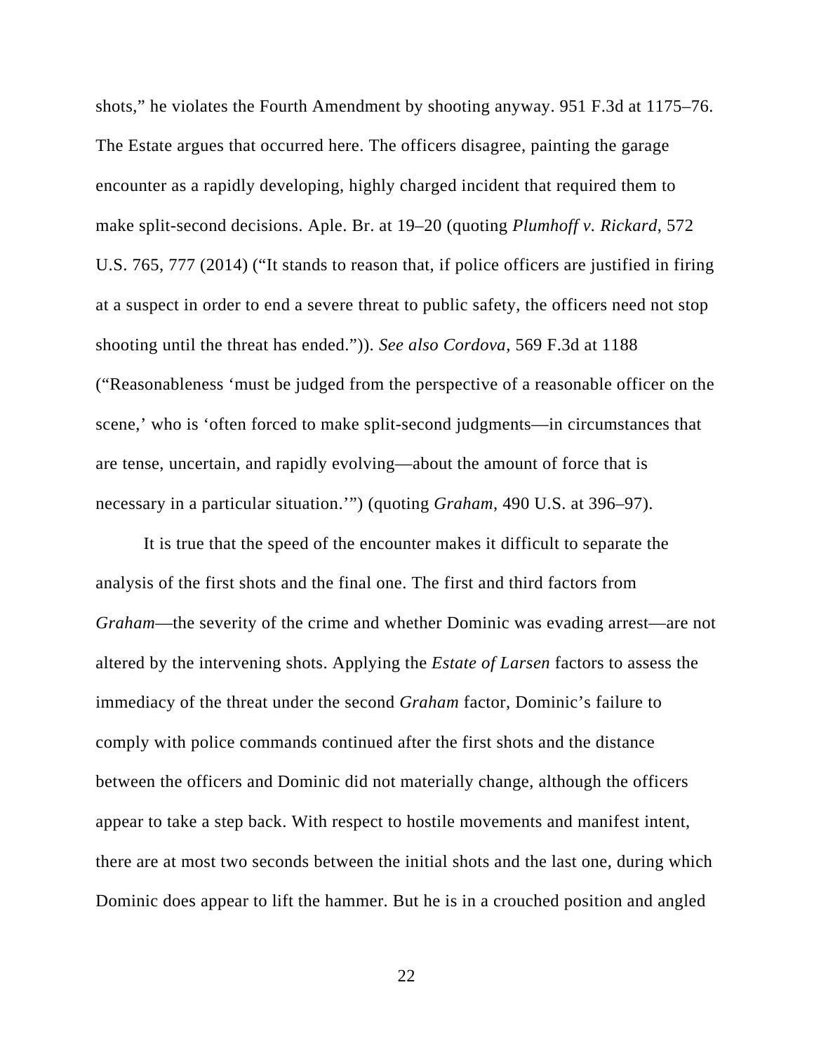shots," he violates the Fourth Amendment by shooting anyway. 951 F.3d at 1175–76. The Estate argues that occurred here. The officers disagree, painting the garage encounter as a rapidly developing, highly charged incident that required them to make split-second decisions. Aple. Br. at 19–20 (quoting *Plumhoff v. Rickard*, 572 U.S. 765, 777 (2014) ("It stands to reason that, if police officers are justified in firing at a suspect in order to end a severe threat to public safety, the officers need not stop shooting until the threat has ended.")). *See also Cordova*, 569 F.3d at 1188 ("Reasonableness 'must be judged from the perspective of a reasonable officer on the scene,' who is 'often forced to make split-second judgments—in circumstances that are tense, uncertain, and rapidly evolving—about the amount of force that is necessary in a particular situation.'") (quoting *Graham*, 490 U.S. at 396–97).

It is true that the speed of the encounter makes it difficult to separate the analysis of the first shots and the final one. The first and third factors from *Graham*—the severity of the crime and whether Dominic was evading arrest—are not altered by the intervening shots. Applying the *Estate of Larsen* factors to assess the immediacy of the threat under the second *Graham* factor, Dominic's failure to comply with police commands continued after the first shots and the distance between the officers and Dominic did not materially change, although the officers appear to take a step back. With respect to hostile movements and manifest intent, there are at most two seconds between the initial shots and the last one, during which Dominic does appear to lift the hammer. But he is in a crouched position and angled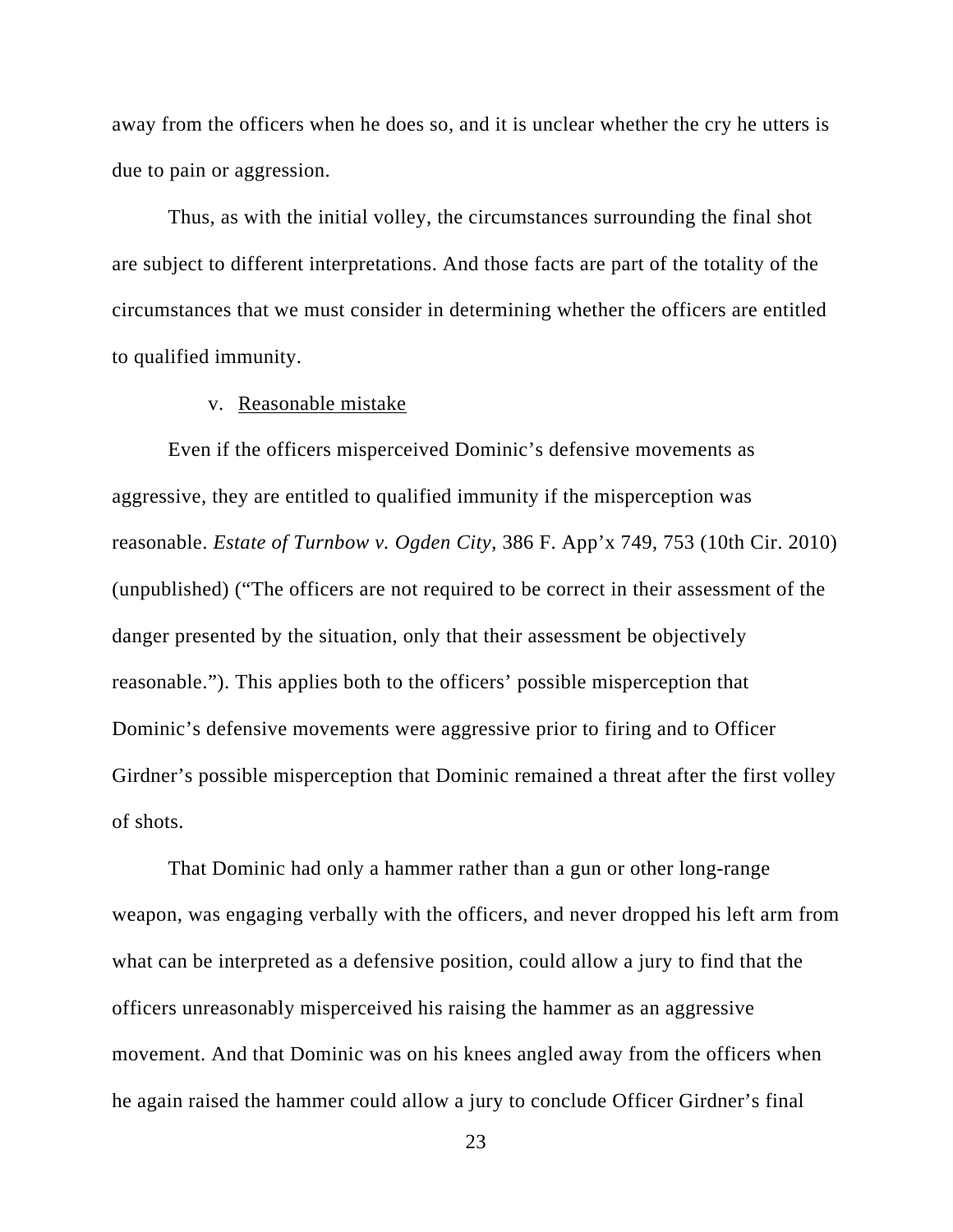away from the officers when he does so, and it is unclear whether the cry he utters is due to pain or aggression.

Thus, as with the initial volley, the circumstances surrounding the final shot are subject to different interpretations. And those facts are part of the totality of the circumstances that we must consider in determining whether the officers are entitled to qualified immunity.

v. Reasonable mistake

Even if the officers misperceived Dominic's defensive movements as aggressive, they are entitled to qualified immunity if the misperception was reasonable. *Estate of Turnbow v. Ogden City*, 386 F. App'x 749, 753 (10th Cir. 2010) (unpublished) ("The officers are not required to be correct in their assessment of the danger presented by the situation, only that their assessment be objectively reasonable."). This applies both to the officers' possible misperception that Dominic's defensive movements were aggressive prior to firing and to Officer Girdner's possible misperception that Dominic remained a threat after the first volley of shots.

That Dominic had only a hammer rather than a gun or other long-range weapon, was engaging verbally with the officers, and never dropped his left arm from what can be interpreted as a defensive position, could allow a jury to find that the officers unreasonably misperceived his raising the hammer as an aggressive movement. And that Dominic was on his knees angled away from the officers when he again raised the hammer could allow a jury to conclude Officer Girdner's final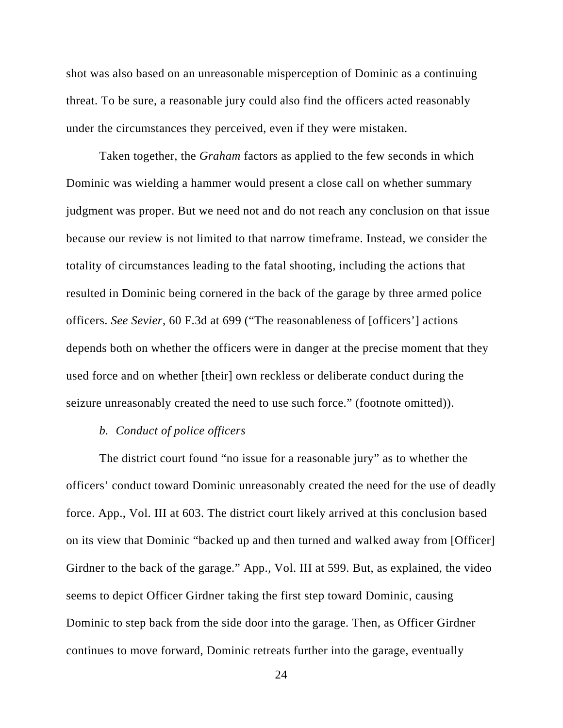shot was also based on an unreasonable misperception of Dominic as a continuing threat. To be sure, a reasonable jury could also find the officers acted reasonably under the circumstances they perceived, even if they were mistaken.

Taken together, the *Graham* factors as applied to the few seconds in which Dominic was wielding a hammer would present a close call on whether summary judgment was proper. But we need not and do not reach any conclusion on that issue because our review is not limited to that narrow timeframe. Instead, we consider the totality of circumstances leading to the fatal shooting, including the actions that resulted in Dominic being cornered in the back of the garage by three armed police officers. *See Sevier*, 60 F.3d at 699 ("The reasonableness of [officers'] actions depends both on whether the officers were in danger at the precise moment that they used force and on whether [their] own reckless or deliberate conduct during the seizure unreasonably created the need to use such force." (footnote omitted)).

*b. Conduct of police officers*

The district court found "no issue for a reasonable jury" as to whether the officers' conduct toward Dominic unreasonably created the need for the use of deadly force. App., Vol. III at 603. The district court likely arrived at this conclusion based on its view that Dominic "backed up and then turned and walked away from [Officer] Girdner to the back of the garage." App., Vol. III at 599. But, as explained, the video seems to depict Officer Girdner taking the first step toward Dominic, causing Dominic to step back from the side door into the garage. Then, as Officer Girdner continues to move forward, Dominic retreats further into the garage, eventually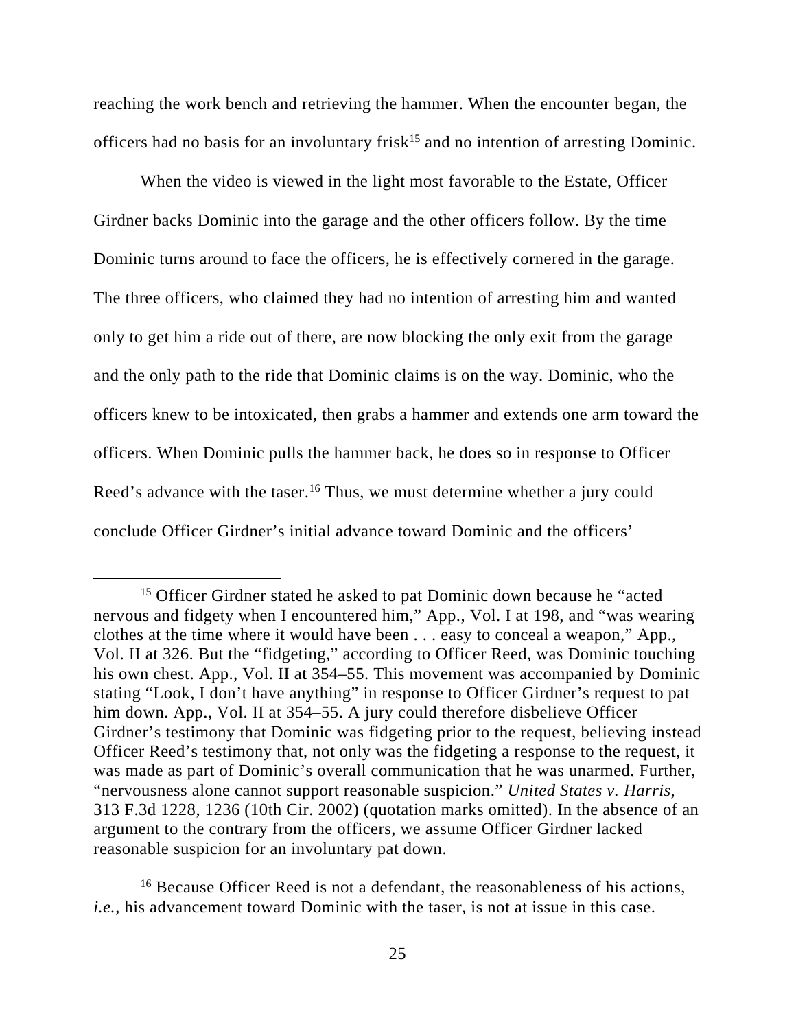reaching the work bench and retrieving the hammer. When the encounter began, the officers had no basis for an involuntary frisk[15] and no intention of arresting Dominic.

When the video is viewed in the light most favorable to the Estate, Officer Girdner backs Dominic into the garage and the other officers follow. By the time Dominic turns around to face the officers, he is effectively cornered in the garage. The three officers, who claimed they had no intention of arresting him and wanted only to get him a ride out of there, are now blocking the only exit from the garage and the only path to the ride that Dominic claims is on the way. Dominic, who the officers knew to be intoxicated, then grabs a hammer and extends one arm toward the officers. When Dominic pulls the hammer back, he does so in response to Officer Reed's advance with the taser.[16] Thus, we must determine whether a jury could conclude Officer Girdner's initial advance toward Dominic and the officers'

---

[15] Officer Girdner stated he asked to pat Dominic down because he "acted nervous and fidgety when I encountered him," App., Vol. I at 198, and "was wearing clothes at the time where it would have been . . . easy to conceal a weapon," App., Vol. II at 326. But the "fidgeting," according to Officer Reed, was Dominic touching his own chest. App., Vol. II at 354–55. This movement was accompanied by Dominic stating "Look, I don't have anything" in response to Officer Girdner's request to pat him down. App., Vol. II at 354–55. A jury could therefore disbelieve Officer Girdner's testimony that Dominic was fidgeting prior to the request, believing instead Officer Reed's testimony that, not only was the fidgeting a response to the request, it was made as part of Dominic's overall communication that he was unarmed. Further, "nervousness alone cannot support reasonable suspicion." *United States v. Harris*, 313 F.3d 1228, 1236 (10th Cir. 2002) (quotation marks omitted). In the absence of an argument to the contrary from the officers, we assume Officer Girdner lacked reasonable suspicion for an involuntary pat down.

[16] Because Officer Reed is not a defendant, the reasonableness of his actions, *i.e.*, his advancement toward Dominic with the taser, is not at issue in this case.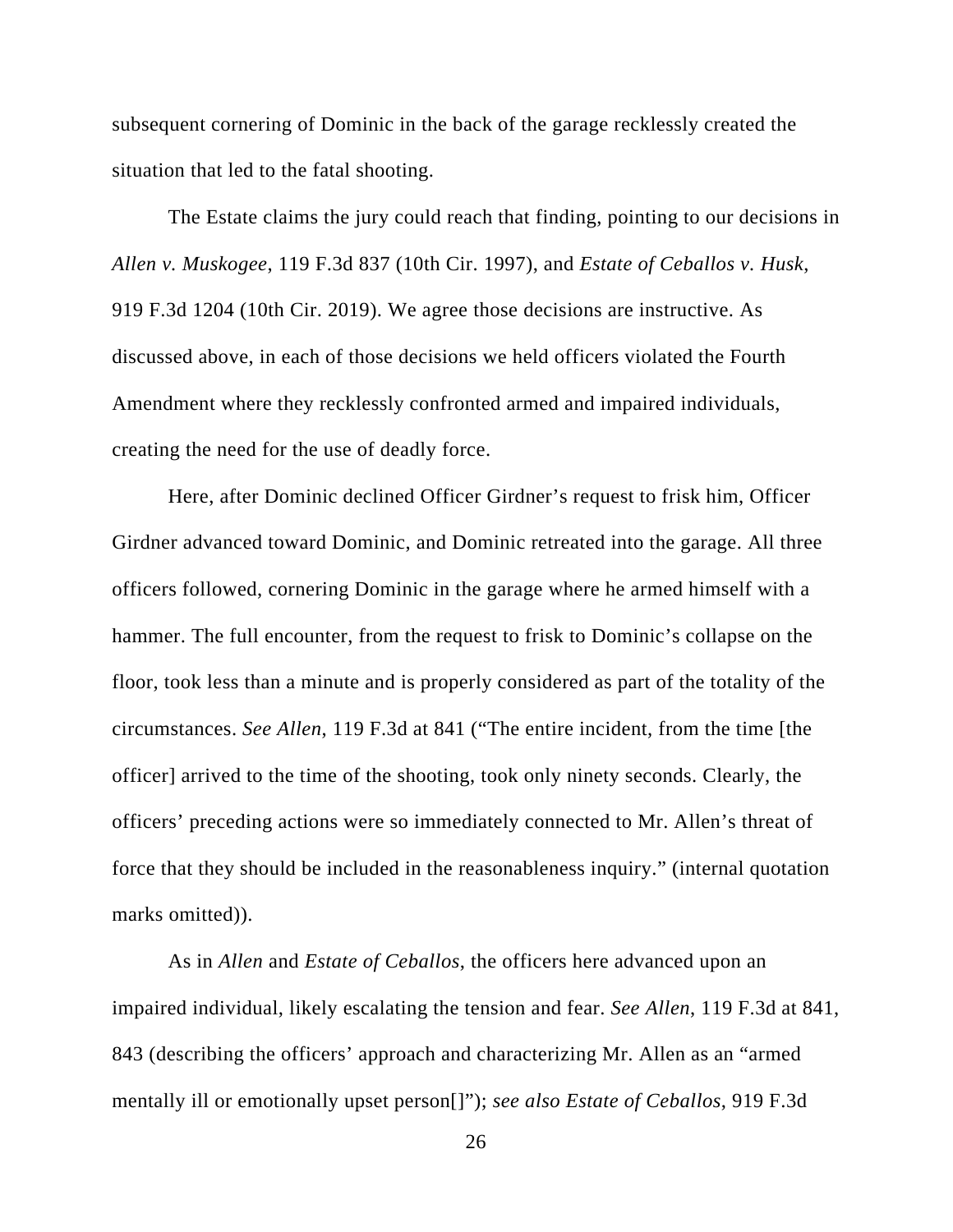subsequent cornering of Dominic in the back of the garage recklessly created the situation that led to the fatal shooting.

The Estate claims the jury could reach that finding, pointing to our decisions in *Allen v. Muskogee*, 119 F.3d 837 (10th Cir. 1997), and *Estate of Ceballos v. Husk*, 919 F.3d 1204 (10th Cir. 2019). We agree those decisions are instructive. As discussed above, in each of those decisions we held officers violated the Fourth Amendment where they recklessly confronted armed and impaired individuals, creating the need for the use of deadly force.

Here, after Dominic declined Officer Girdner's request to frisk him, Officer Girdner advanced toward Dominic, and Dominic retreated into the garage. All three officers followed, cornering Dominic in the garage where he armed himself with a hammer. The full encounter, from the request to frisk to Dominic's collapse on the floor, took less than a minute and is properly considered as part of the totality of the circumstances. *See Allen*, 119 F.3d at 841 ("The entire incident, from the time [the officer] arrived to the time of the shooting, took only ninety seconds. Clearly, the officers' preceding actions were so immediately connected to Mr. Allen's threat of force that they should be included in the reasonableness inquiry." (internal quotation marks omitted)).

As in *Allen* and *Estate of Ceballos*, the officers here advanced upon an impaired individual, likely escalating the tension and fear. *See Allen*, 119 F.3d at 841, 843 (describing the officers' approach and characterizing Mr. Allen as an "armed mentally ill or emotionally upset person[]"); *see also Estate of Ceballos*, 919 F.3d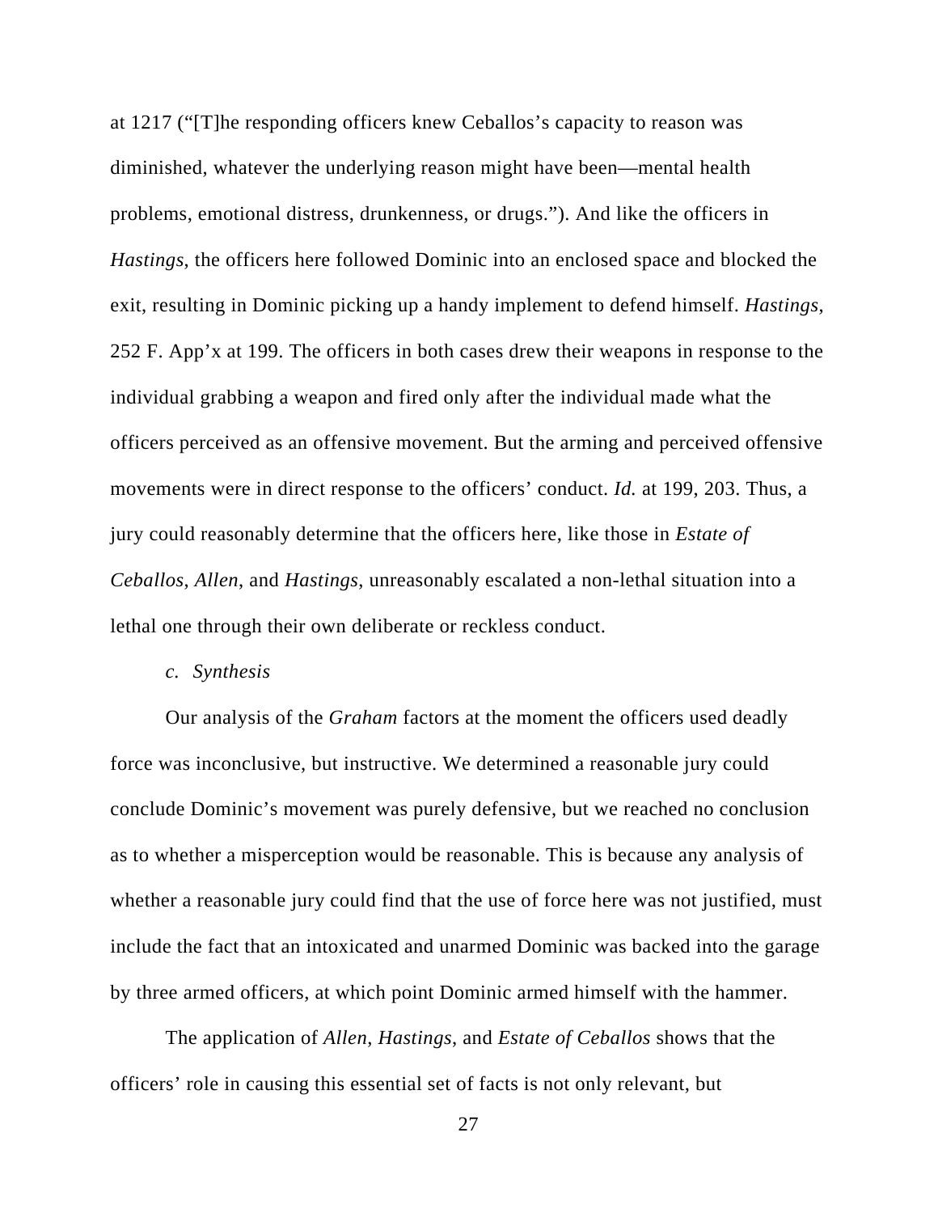at 1217 ("[T]he responding officers knew Ceballos's capacity to reason was diminished, whatever the underlying reason might have been—mental health problems, emotional distress, drunkenness, or drugs."). And like the officers in *Hastings*, the officers here followed Dominic into an enclosed space and blocked the exit, resulting in Dominic picking up a handy implement to defend himself. *Hastings*, 252 F. App'x at 199. The officers in both cases drew their weapons in response to the individual grabbing a weapon and fired only after the individual made what the officers perceived as an offensive movement. But the arming and perceived offensive movements were in direct response to the officers' conduct. *Id.* at 199, 203. Thus, a jury could reasonably determine that the officers here, like those in *Estate of Ceballos*, *Allen*, and *Hastings*, unreasonably escalated a non-lethal situation into a lethal one through their own deliberate or reckless conduct.

*c. Synthesis*

Our analysis of the *Graham* factors at the moment the officers used deadly force was inconclusive, but instructive. We determined a reasonable jury could conclude Dominic's movement was purely defensive, but we reached no conclusion as to whether a misperception would be reasonable. This is because any analysis of whether a reasonable jury could find that the use of force here was not justified, must include the fact that an intoxicated and unarmed Dominic was backed into the garage by three armed officers, at which point Dominic armed himself with the hammer.

The application of *Allen*, *Hastings*, and *Estate of Ceballos* shows that the officers' role in causing this essential set of facts is not only relevant, but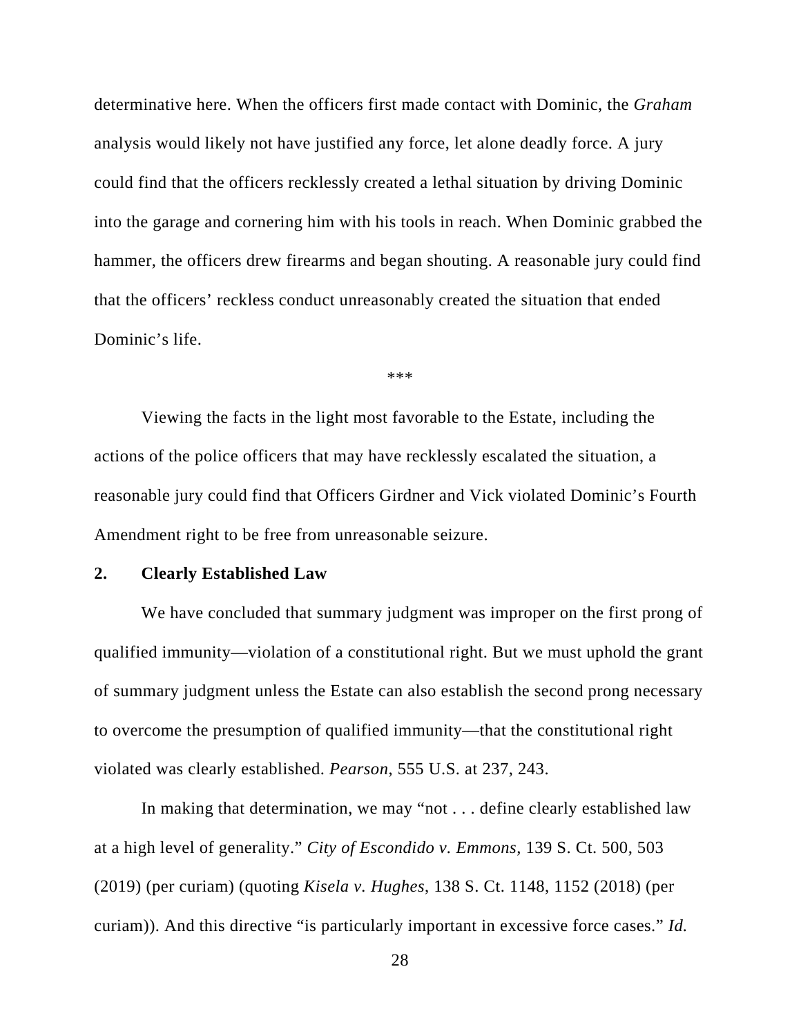determinative here. When the officers first made contact with Dominic, the *Graham* analysis would likely not have justified any force, let alone deadly force. A jury could find that the officers recklessly created a lethal situation by driving Dominic into the garage and cornering him with his tools in reach. When Dominic grabbed the hammer, the officers drew firearms and began shouting. A reasonable jury could find that the officers' reckless conduct unreasonably created the situation that ended Dominic's life.

***

Viewing the facts in the light most favorable to the Estate, including the actions of the police officers that may have recklessly escalated the situation, a reasonable jury could find that Officers Girdner and Vick violated Dominic's Fourth Amendment right to be free from unreasonable seizure.

### 2. Clearly Established Law

We have concluded that summary judgment was improper on the first prong of qualified immunity—violation of a constitutional right. But we must uphold the grant of summary judgment unless the Estate can also establish the second prong necessary to overcome the presumption of qualified immunity—that the constitutional right violated was clearly established. *Pearson*, 555 U.S. at 237, 243.

In making that determination, we may "not . . . define clearly established law at a high level of generality." *City of Escondido v. Emmons*, 139 S. Ct. 500, 503 (2019) (per curiam) (quoting *Kisela v. Hughes*, 138 S. Ct. 1148, 1152 (2018) (per curiam)). And this directive "is particularly important in excessive force cases." *Id.*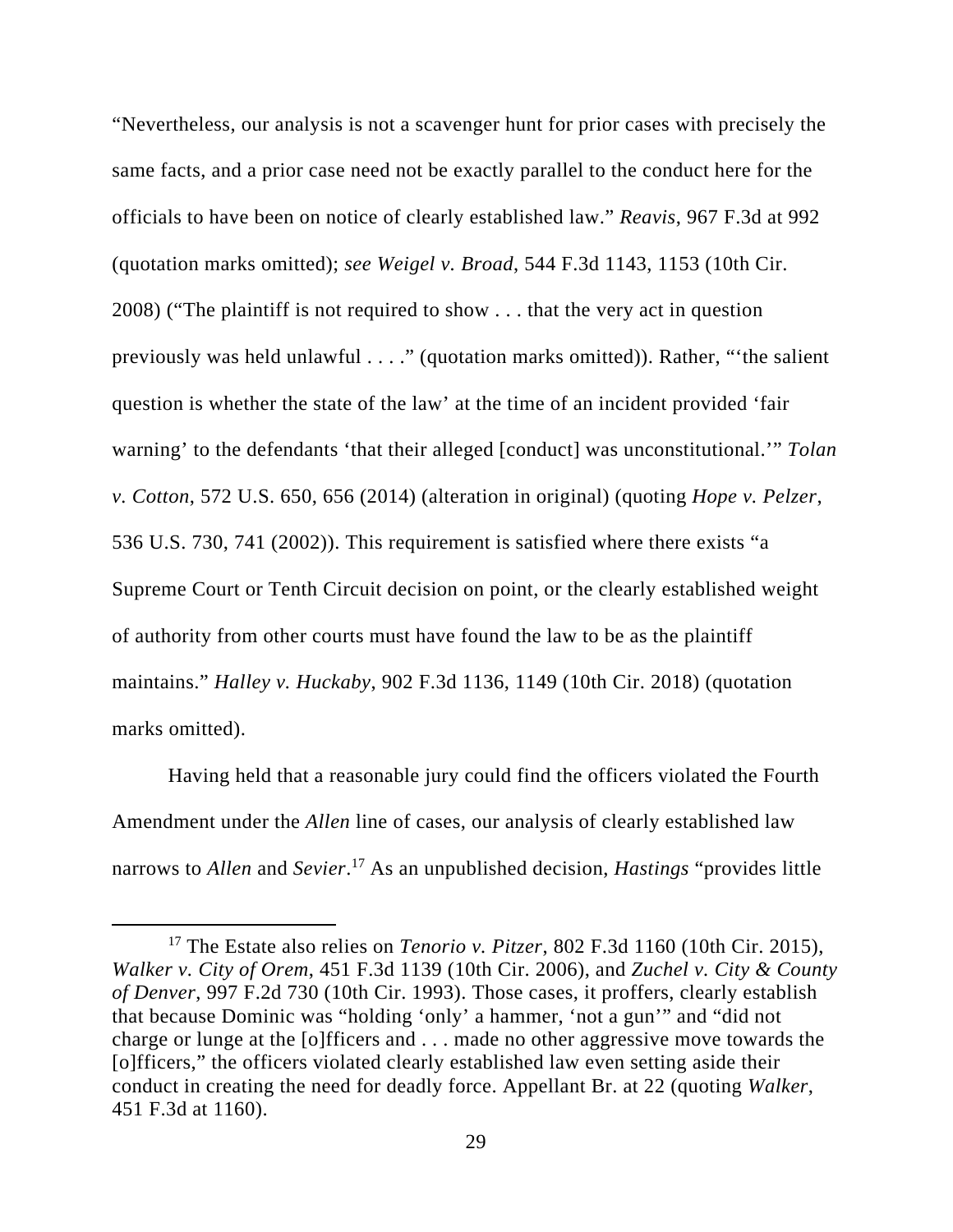"Nevertheless, our analysis is not a scavenger hunt for prior cases with precisely the same facts, and a prior case need not be exactly parallel to the conduct here for the officials to have been on notice of clearly established law." *Reavis*, 967 F.3d at 992 (quotation marks omitted); *see Weigel v. Broad*, 544 F.3d 1143, 1153 (10th Cir. 2008) ("The plaintiff is not required to show . . . that the very act in question previously was held unlawful . . . ." (quotation marks omitted)). Rather, "'the salient question is whether the state of the law' at the time of an incident provided 'fair warning' to the defendants 'that their alleged [conduct] was unconstitutional.'" *Tolan v. Cotton*, 572 U.S. 650, 656 (2014) (alteration in original) (quoting *Hope v. Pelzer*, 536 U.S. 730, 741 (2002)). This requirement is satisfied where there exists "a Supreme Court or Tenth Circuit decision on point, or the clearly established weight of authority from other courts must have found the law to be as the plaintiff maintains." *Halley v. Huckaby*, 902 F.3d 1136, 1149 (10th Cir. 2018) (quotation marks omitted).

Having held that a reasonable jury could find the officers violated the Fourth Amendment under the *Allen* line of cases, our analysis of clearly established law narrows to *Allen* and *Sevier*.[17] As an unpublished decision, *Hastings* "provides little

---

[17] The Estate also relies on *Tenorio v. Pitzer*, 802 F.3d 1160 (10th Cir. 2015), *Walker v. City of Orem*, 451 F.3d 1139 (10th Cir. 2006), and *Zuchel v. City & County of Denver*, 997 F.2d 730 (10th Cir. 1993). Those cases, it proffers, clearly establish that because Dominic was "holding 'only' a hammer, 'not a gun'" and "did not charge or lunge at the [o]fficers and . . . made no other aggressive move towards the [o]fficers," the officers violated clearly established law even setting aside their conduct in creating the need for deadly force. Appellant Br. at 22 (quoting *Walker*, 451 F.3d at 1160).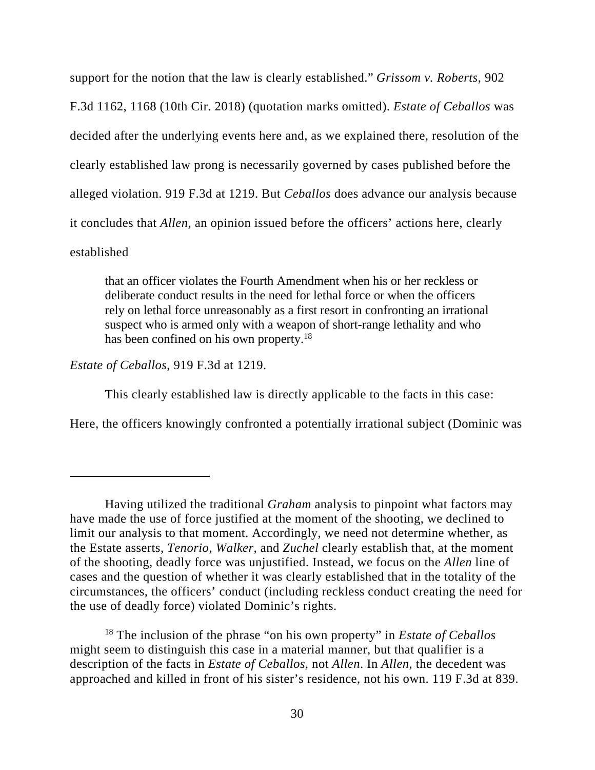support for the notion that the law is clearly established." *Grissom v. Roberts*, 902 F.3d 1162, 1168 (10th Cir. 2018) (quotation marks omitted). *Estate of Ceballos* was decided after the underlying events here and, as we explained there, resolution of the clearly established law prong is necessarily governed by cases published before the alleged violation. 919 F.3d at 1219. But *Ceballos* does advance our analysis because it concludes that *Allen*, an opinion issued before the officers' actions here, clearly established

> that an officer violates the Fourth Amendment when his or her reckless or deliberate conduct results in the need for lethal force or when the officers rely on lethal force unreasonably as a first resort in confronting an irrational suspect who is armed only with a weapon of short-range lethality and who has been confined on his own property.[18]

*Estate of Ceballos*, 919 F.3d at 1219.

This clearly established law is directly applicable to the facts in this case: Here, the officers knowingly confronted a potentially irrational subject (Dominic was

---

Having utilized the traditional *Graham* analysis to pinpoint what factors may have made the use of force justified at the moment of the shooting, we declined to limit our analysis to that moment. Accordingly, we need not determine whether, as the Estate asserts, *Tenorio*, *Walker*, and *Zuchel* clearly establish that, at the moment of the shooting, deadly force was unjustified. Instead, we focus on the *Allen* line of cases and the question of whether it was clearly established that in the totality of the circumstances, the officers' conduct (including reckless conduct creating the need for the use of deadly force) violated Dominic's rights.

[18] The inclusion of the phrase "on his own property" in *Estate of Ceballos* might seem to distinguish this case in a material manner, but that qualifier is a description of the facts in *Estate of Ceballos*, not *Allen*. In *Allen*, the decedent was approached and killed in front of his sister's residence, not his own. 119 F.3d at 839.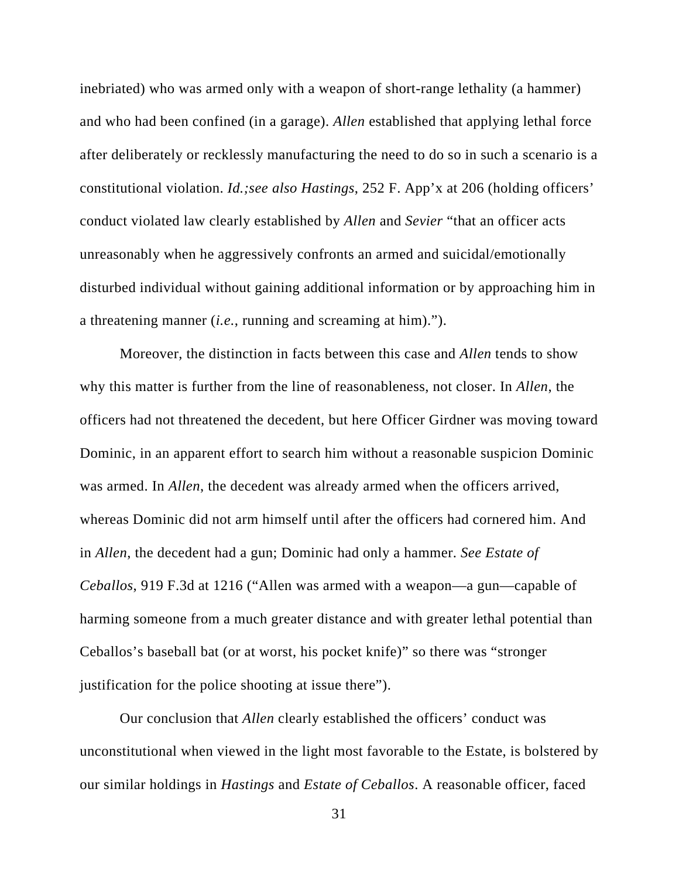inebriated) who was armed only with a weapon of short-range lethality (a hammer) and who had been confined (in a garage). *Allen* established that applying lethal force after deliberately or recklessly manufacturing the need to do so in such a scenario is a constitutional violation. *Id.;see also Hastings*, 252 F. App'x at 206 (holding officers' conduct violated law clearly established by *Allen* and *Sevier* "that an officer acts unreasonably when he aggressively confronts an armed and suicidal/emotionally disturbed individual without gaining additional information or by approaching him in a threatening manner (*i.e.*, running and screaming at him).").

Moreover, the distinction in facts between this case and *Allen* tends to show why this matter is further from the line of reasonableness, not closer. In *Allen*, the officers had not threatened the decedent, but here Officer Girdner was moving toward Dominic, in an apparent effort to search him without a reasonable suspicion Dominic was armed. In *Allen*, the decedent was already armed when the officers arrived, whereas Dominic did not arm himself until after the officers had cornered him. And in *Allen*, the decedent had a gun; Dominic had only a hammer. *See Estate of Ceballos*, 919 F.3d at 1216 ("Allen was armed with a weapon—a gun—capable of harming someone from a much greater distance and with greater lethal potential than Ceballos's baseball bat (or at worst, his pocket knife)" so there was "stronger justification for the police shooting at issue there").

Our conclusion that *Allen* clearly established the officers' conduct was unconstitutional when viewed in the light most favorable to the Estate, is bolstered by our similar holdings in *Hastings* and *Estate of Ceballos*. A reasonable officer, faced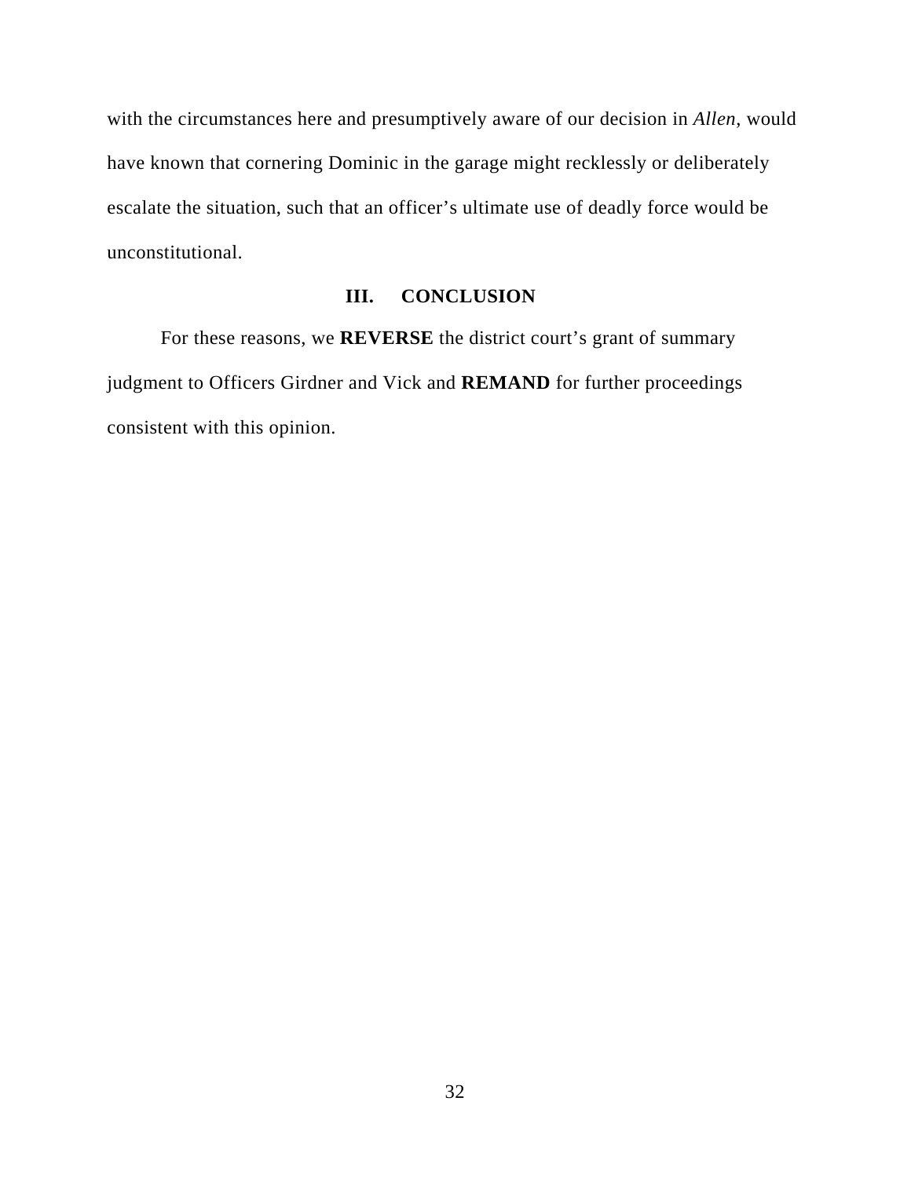with the circumstances here and presumptively aware of our decision in *Allen*, would have known that cornering Dominic in the garage might recklessly or deliberately escalate the situation, such that an officer's ultimate use of deadly force would be unconstitutional.

## III. CONCLUSION

For these reasons, we **REVERSE** the district court's grant of summary judgment to Officers Girdner and Vick and **REMAND** for further proceedings consistent with this opinion.